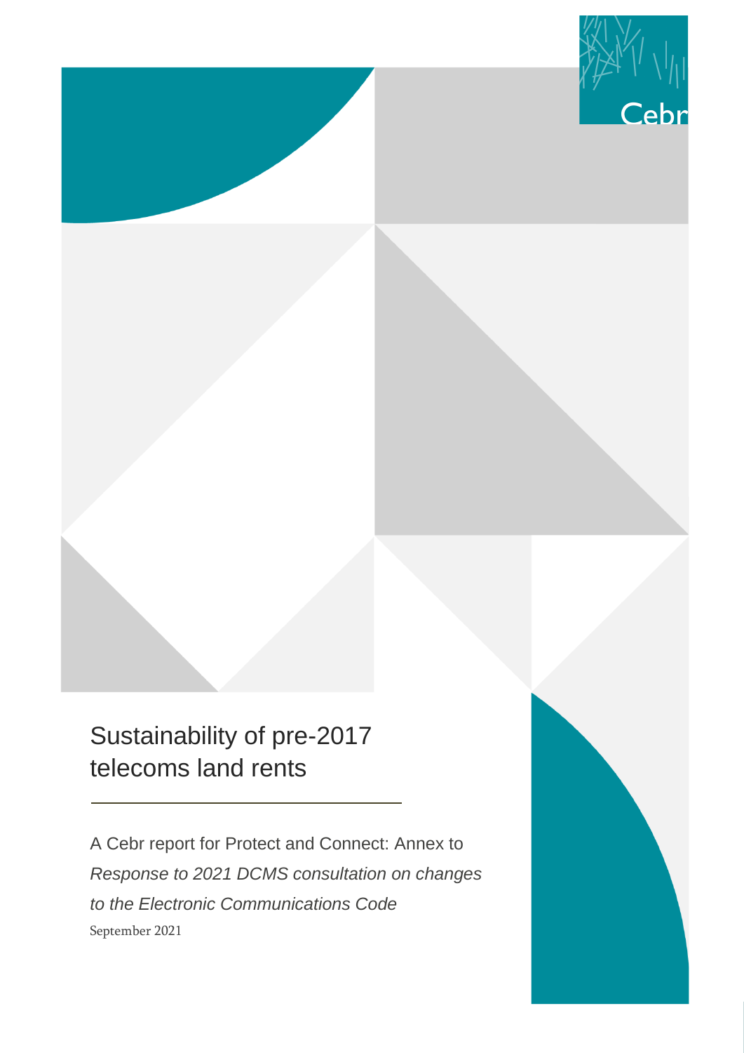Cebr

# Sustainability of pre-2017 telecoms land rents

A Cebr report for Protect and Connect: Annex to *Response to 2021 DCMS consultation on changes to the Electronic Communications Code*

September 2021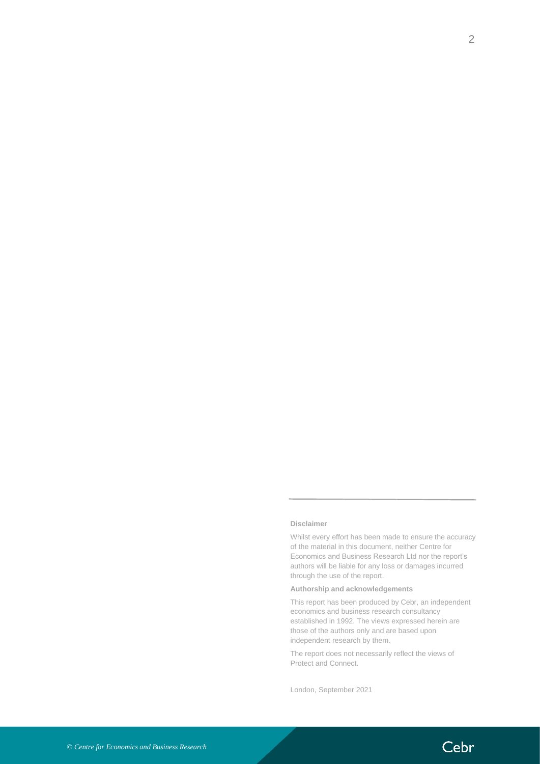**Disclaimer**

Whilst every effort has been made to ensure the accuracy of the material in this document, neither Centre for Economics and Business Research Ltd nor the report's authors will be liable for any loss or damages incurred through the use of the report.

**Authorship and acknowledgements**

This report has been produced by Cebr, an independent economics and business research consultancy established in 1992. The views expressed herein are those of the authors only and are based upon independent research by them.

The report does not necessarily reflect the views of Protect and Connect.

London, September 2021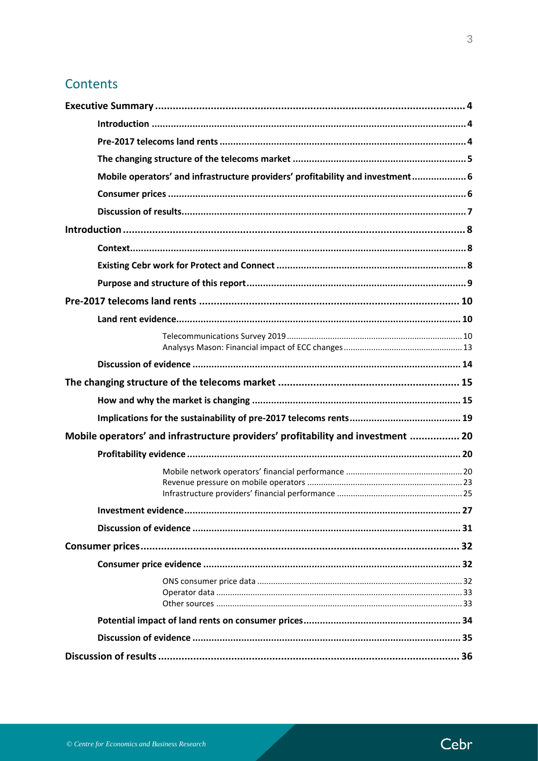## Contents

**Executive Summary .......... 4**

- **Introduction .......... 4**
- **Pre-2017 telecoms land rents .......... 4**
- **The changing structure of the telecoms market .......... 5**
- **Mobile operators' and infrastructure providers' profitability and investment .......... 6**
- **Consumer prices .......... 6**
- **Discussion of results .......... 7**

**Introduction .......... 8**

- **Context .......... 8**
- **Existing Cebr work for Protect and Connect .......... 8**
- **Purpose and structure of this report .......... 9**

**Pre-2017 telecoms land rents .......... 10**

- **Land rent evidence .......... 10**
  - Telecommunications Survey 2019 .......... 10
  - Analysys Mason: Financial impact of ECC changes .......... 13
- **Discussion of evidence .......... 14**

**The changing structure of the telecoms market .......... 15**

- **How and why the market is changing .......... 15**
- **Implications for the sustainability of pre-2017 telecoms rents .......... 19**

**Mobile operators' and infrastructure providers' profitability and investment .......... 20**

- **Profitability evidence .......... 20**
  - Mobile network operators' financial performance .......... 20
  - Revenue pressure on mobile operators .......... 23
  - Infrastructure providers' financial performance .......... 25
- **Investment evidence .......... 27**
- **Discussion of evidence .......... 31**

**Consumer prices .......... 32**

- **Consumer price evidence .......... 32**
  - ONS consumer price data .......... 32
  - Operator data .......... 33
  - Other sources .......... 33
- **Potential impact of land rents on consumer prices .......... 34**
- **Discussion of evidence .......... 35**

**Discussion of results .......... 36**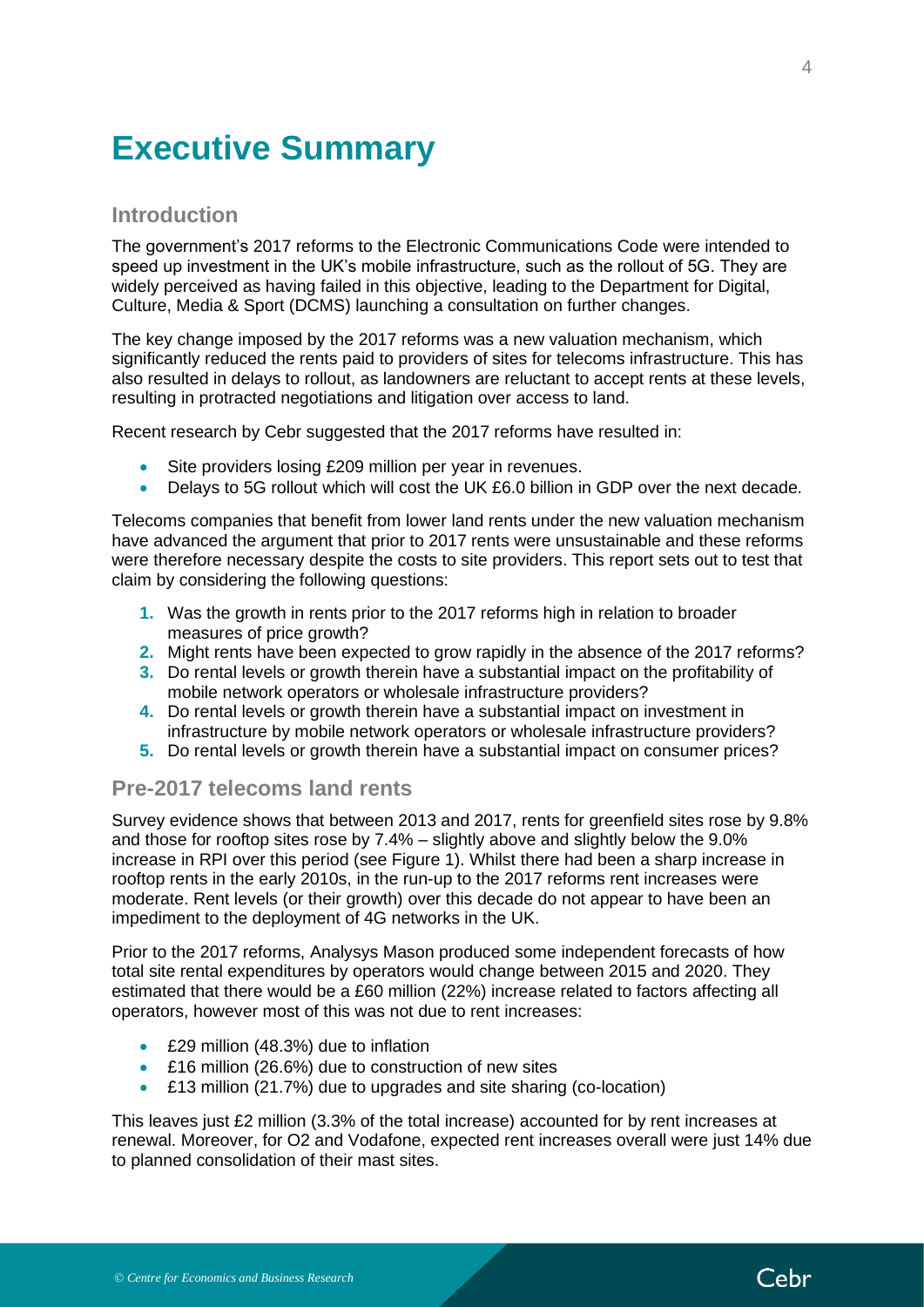# Executive Summary

## Introduction

The government's 2017 reforms to the Electronic Communications Code were intended to speed up investment in the UK's mobile infrastructure, such as the rollout of 5G. They are widely perceived as having failed in this objective, leading to the Department for Digital, Culture, Media & Sport (DCMS) launching a consultation on further changes.

The key change imposed by the 2017 reforms was a new valuation mechanism, which significantly reduced the rents paid to providers of sites for telecoms infrastructure. This has also resulted in delays to rollout, as landowners are reluctant to accept rents at these levels, resulting in protracted negotiations and litigation over access to land.

Recent research by Cebr suggested that the 2017 reforms have resulted in:

- Site providers losing £209 million per year in revenues.
- Delays to 5G rollout which will cost the UK £6.0 billion in GDP over the next decade.

Telecoms companies that benefit from lower land rents under the new valuation mechanism have advanced the argument that prior to 2017 rents were unsustainable and these reforms were therefore necessary despite the costs to site providers. This report sets out to test that claim by considering the following questions:

1. Was the growth in rents prior to the 2017 reforms high in relation to broader measures of price growth?
2. Might rents have been expected to grow rapidly in the absence of the 2017 reforms?
3. Do rental levels or growth therein have a substantial impact on the profitability of mobile network operators or wholesale infrastructure providers?
4. Do rental levels or growth therein have a substantial impact on investment in infrastructure by mobile network operators or wholesale infrastructure providers?
5. Do rental levels or growth therein have a substantial impact on consumer prices?

## Pre-2017 telecoms land rents

Survey evidence shows that between 2013 and 2017, rents for greenfield sites rose by 9.8% and those for rooftop sites rose by 7.4% – slightly above and slightly below the 9.0% increase in RPI over this period (see Figure 1). Whilst there had been a sharp increase in rooftop rents in the early 2010s, in the run-up to the 2017 reforms rent increases were moderate. Rent levels (or their growth) over this decade do not appear to have been an impediment to the deployment of 4G networks in the UK.

Prior to the 2017 reforms, Analysys Mason produced some independent forecasts of how total site rental expenditures by operators would change between 2015 and 2020. They estimated that there would be a £60 million (22%) increase related to factors affecting all operators, however most of this was not due to rent increases:

- £29 million (48.3%) due to inflation
- £16 million (26.6%) due to construction of new sites
- £13 million (21.7%) due to upgrades and site sharing (co-location)

This leaves just £2 million (3.3% of the total increase) accounted for by rent increases at renewal. Moreover, for O2 and Vodafone, expected rent increases overall were just 14% due to planned consolidation of their mast sites.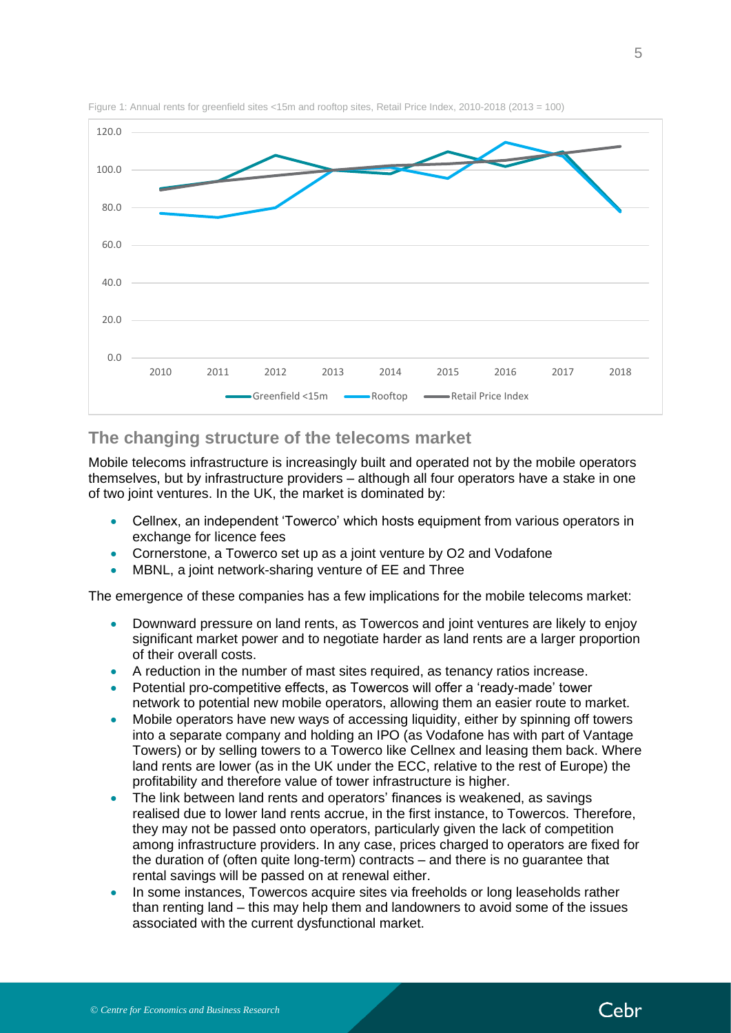Figure 1: Annual rents for greenfield sites <15m and rooftop sites, Retail Price Index, 2010-2018 (2013 = 100)

## The changing structure of the telecoms market

Mobile telecoms infrastructure is increasingly built and operated not by the mobile operators themselves, but by infrastructure providers – although all four operators have a stake in one of two joint ventures. In the UK, the market is dominated by:

- Cellnex, an independent 'Towerco' which hosts equipment from various operators in exchange for licence fees
- Cornerstone, a Towerco set up as a joint venture by O2 and Vodafone
- MBNL, a joint network-sharing venture of EE and Three

The emergence of these companies has a few implications for the mobile telecoms market:

- Downward pressure on land rents, as Towercos and joint ventures are likely to enjoy significant market power and to negotiate harder as land rents are a larger proportion of their overall costs.
- A reduction in the number of mast sites required, as tenancy ratios increase.
- Potential pro-competitive effects, as Towercos will offer a 'ready-made' tower network to potential new mobile operators, allowing them an easier route to market.
- Mobile operators have new ways of accessing liquidity, either by spinning off towers into a separate company and holding an IPO (as Vodafone has with part of Vantage Towers) or by selling towers to a Towerco like Cellnex and leasing them back. Where land rents are lower (as in the UK under the ECC, relative to the rest of Europe) the profitability and therefore value of tower infrastructure is higher.
- The link between land rents and operators' finances is weakened, as savings realised due to lower land rents accrue, in the first instance, to Towercos. Therefore, they may not be passed onto operators, particularly given the lack of competition among infrastructure providers. In any case, prices charged to operators are fixed for the duration of (often quite long-term) contracts – and there is no guarantee that rental savings will be passed on at renewal either.
- In some instances, Towercos acquire sites via freeholds or long leaseholds rather than renting land – this may help them and landowners to avoid some of the issues associated with the current dysfunctional market.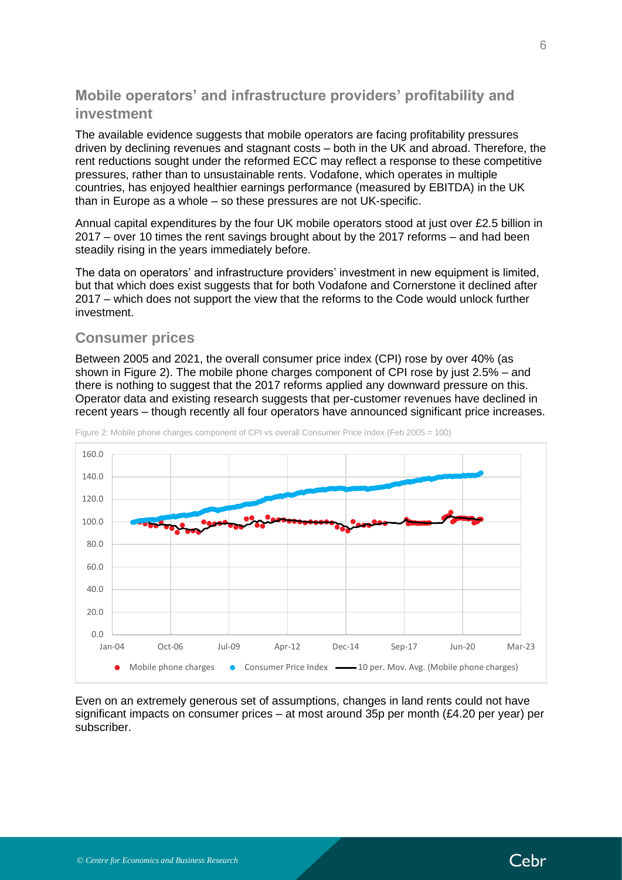## Mobile operators' and infrastructure providers' profitability and investment

The available evidence suggests that mobile operators are facing profitability pressures driven by declining revenues and stagnant costs – both in the UK and abroad. Therefore, the rent reductions sought under the reformed ECC may reflect a response to these competitive pressures, rather than to unsustainable rents. Vodafone, which operates in multiple countries, has enjoyed healthier earnings performance (measured by EBITDA) in the UK than in Europe as a whole – so these pressures are not UK-specific.

Annual capital expenditures by the four UK mobile operators stood at just over £2.5 billion in 2017 – over 10 times the rent savings brought about by the 2017 reforms – and had been steadily rising in the years immediately before.

The data on operators' and infrastructure providers' investment in new equipment is limited, but that which does exist suggests that for both Vodafone and Cornerstone it declined after 2017 – which does not support the view that the reforms to the Code would unlock further investment.

## Consumer prices

Between 2005 and 2021, the overall consumer price index (CPI) rose by over 40% (as shown in Figure 2). The mobile phone charges component of CPI rose by just 2.5% – and there is nothing to suggest that the 2017 reforms applied any downward pressure on this. Operator data and existing research suggests that per-customer revenues have declined in recent years – though recently all four operators have announced significant price increases.

Figure 2: Mobile phone charges component of CPI vs overall Consumer Price Index (Feb 2005 = 100)

Even on an extremely generous set of assumptions, changes in land rents could not have significant impacts on consumer prices – at most around 35p per month (£4.20 per year) per subscriber.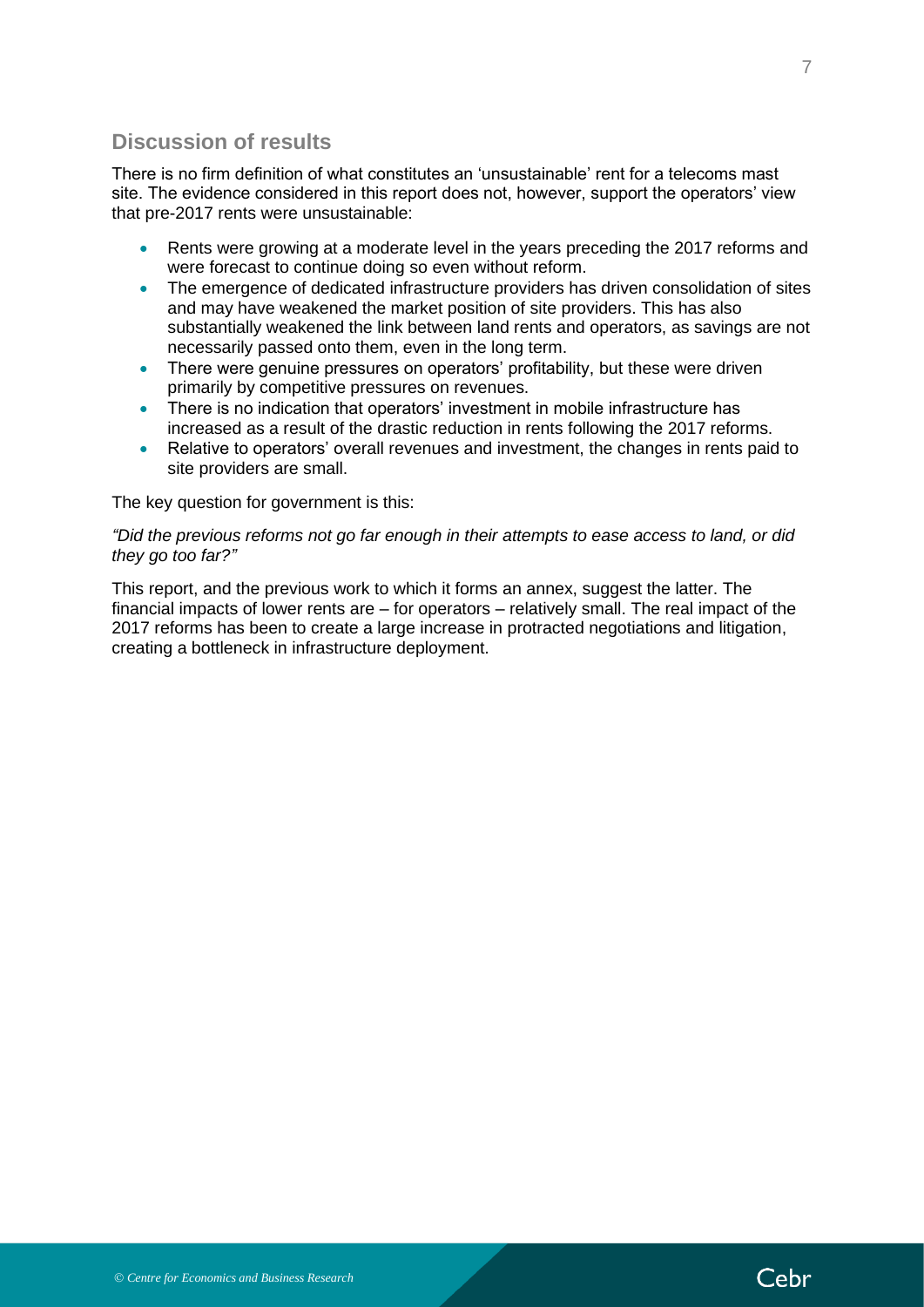## Discussion of results

There is no firm definition of what constitutes an 'unsustainable' rent for a telecoms mast site. The evidence considered in this report does not, however, support the operators' view that pre-2017 rents were unsustainable:

- Rents were growing at a moderate level in the years preceding the 2017 reforms and were forecast to continue doing so even without reform.
- The emergence of dedicated infrastructure providers has driven consolidation of sites and may have weakened the market position of site providers. This has also substantially weakened the link between land rents and operators, as savings are not necessarily passed onto them, even in the long term.
- There were genuine pressures on operators' profitability, but these were driven primarily by competitive pressures on revenues.
- There is no indication that operators' investment in mobile infrastructure has increased as a result of the drastic reduction in rents following the 2017 reforms.
- Relative to operators' overall revenues and investment, the changes in rents paid to site providers are small.

The key question for government is this:

*"Did the previous reforms not go far enough in their attempts to ease access to land, or did they go too far?"*

This report, and the previous work to which it forms an annex, suggest the latter. The financial impacts of lower rents are – for operators – relatively small. The real impact of the 2017 reforms has been to create a large increase in protracted negotiations and litigation, creating a bottleneck in infrastructure deployment.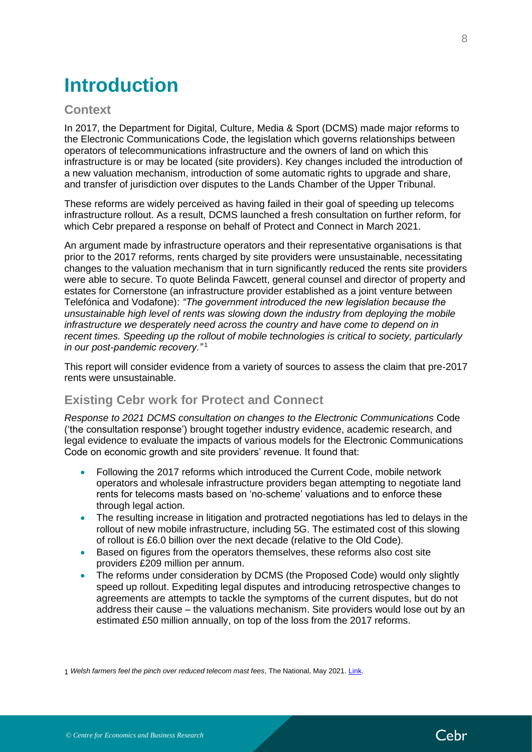# Introduction

## Context

In 2017, the Department for Digital, Culture, Media & Sport (DCMS) made major reforms to the Electronic Communications Code, the legislation which governs relationships between operators of telecommunications infrastructure and the owners of land on which this infrastructure is or may be located (site providers). Key changes included the introduction of a new valuation mechanism, introduction of some automatic rights to upgrade and share, and transfer of jurisdiction over disputes to the Lands Chamber of the Upper Tribunal.

These reforms are widely perceived as having failed in their goal of speeding up telecoms infrastructure rollout. As a result, DCMS launched a fresh consultation on further reform, for which Cebr prepared a response on behalf of Protect and Connect in March 2021.

An argument made by infrastructure operators and their representative organisations is that prior to the 2017 reforms, rents charged by site providers were unsustainable, necessitating changes to the valuation mechanism that in turn significantly reduced the rents site providers were able to secure. To quote Belinda Fawcett, general counsel and director of property and estates for Cornerstone (an infrastructure provider established as a joint venture between Telefónica and Vodafone): *"The government introduced the new legislation because the unsustainable high level of rents was slowing down the industry from deploying the mobile infrastructure we desperately need across the country and have come to depend on in recent times. Speeding up the rollout of mobile technologies is critical to society, particularly in our post-pandemic recovery."*[1]

This report will consider evidence from a variety of sources to assess the claim that pre-2017 rents were unsustainable.

## Existing Cebr work for Protect and Connect

*Response to 2021 DCMS consultation on changes to the Electronic Communications* Code ('the consultation response') brought together industry evidence, academic research, and legal evidence to evaluate the impacts of various models for the Electronic Communications Code on economic growth and site providers' revenue. It found that:

- Following the 2017 reforms which introduced the Current Code, mobile network operators and wholesale infrastructure providers began attempting to negotiate land rents for telecoms masts based on 'no-scheme' valuations and to enforce these through legal action.
- The resulting increase in litigation and protracted negotiations has led to delays in the rollout of new mobile infrastructure, including 5G. The estimated cost of this slowing of rollout is £6.0 billion over the next decade (relative to the Old Code).
- Based on figures from the operators themselves, these reforms also cost site providers £209 million per annum.
- The reforms under consideration by DCMS (the Proposed Code) would only slightly speed up rollout. Expediting legal disputes and introducing retrospective changes to agreements are attempts to tackle the symptoms of the current disputes, but do not address their cause – the valuations mechanism. Site providers would lose out by an estimated £50 million annually, on top of the loss from the 2017 reforms.

[1] *Welsh farmers feel the pinch over reduced telecom mast fees*, The National, May 2021. Link.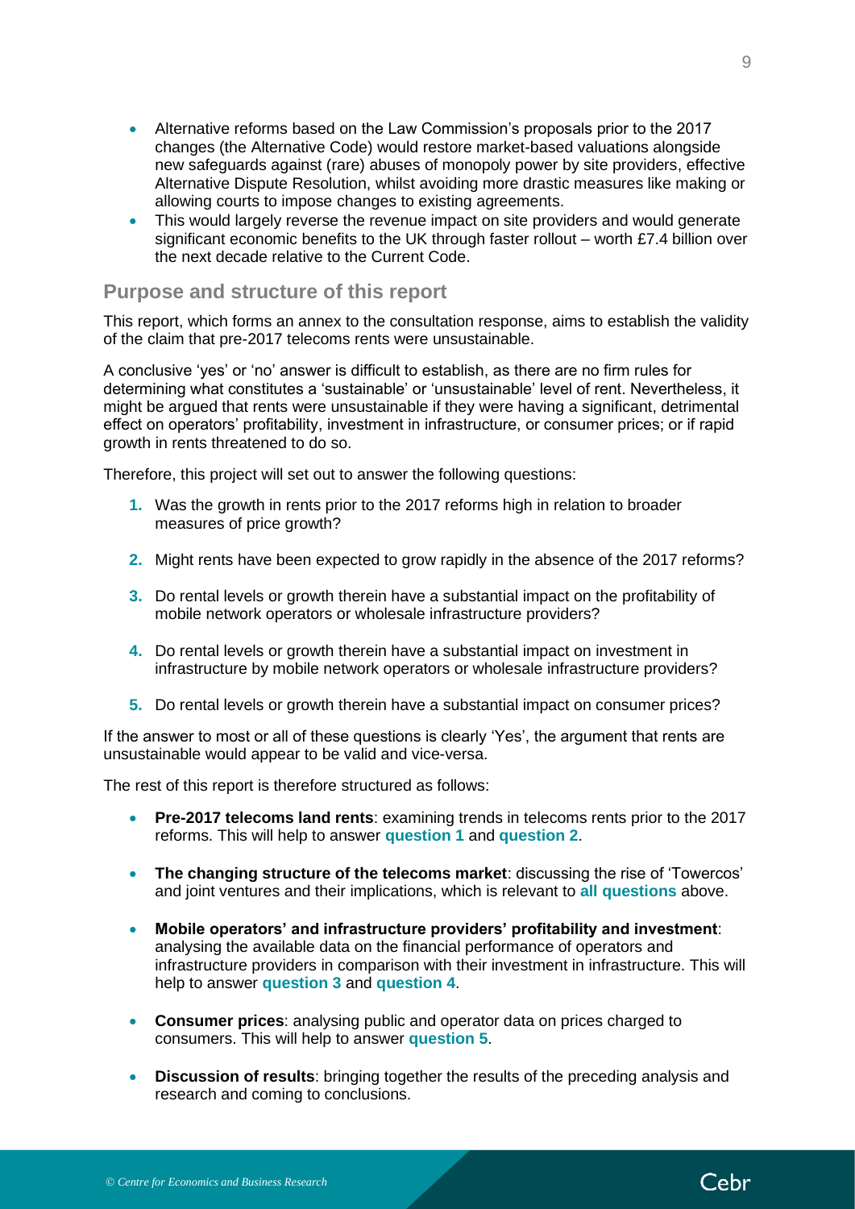- Alternative reforms based on the Law Commission's proposals prior to the 2017 changes (the Alternative Code) would restore market-based valuations alongside new safeguards against (rare) abuses of monopoly power by site providers, effective Alternative Dispute Resolution, whilst avoiding more drastic measures like making or allowing courts to impose changes to existing agreements.
- This would largely reverse the revenue impact on site providers and would generate significant economic benefits to the UK through faster rollout – worth £7.4 billion over the next decade relative to the Current Code.

## Purpose and structure of this report

This report, which forms an annex to the consultation response, aims to establish the validity of the claim that pre-2017 telecoms rents were unsustainable.

A conclusive 'yes' or 'no' answer is difficult to establish, as there are no firm rules for determining what constitutes a 'sustainable' or 'unsustainable' level of rent. Nevertheless, it might be argued that rents were unsustainable if they were having a significant, detrimental effect on operators' profitability, investment in infrastructure, or consumer prices; or if rapid growth in rents threatened to do so.

Therefore, this project will set out to answer the following questions:

1. Was the growth in rents prior to the 2017 reforms high in relation to broader measures of price growth?
2. Might rents have been expected to grow rapidly in the absence of the 2017 reforms?
3. Do rental levels or growth therein have a substantial impact on the profitability of mobile network operators or wholesale infrastructure providers?
4. Do rental levels or growth therein have a substantial impact on investment in infrastructure by mobile network operators or wholesale infrastructure providers?
5. Do rental levels or growth therein have a substantial impact on consumer prices?

If the answer to most or all of these questions is clearly 'Yes', the argument that rents are unsustainable would appear to be valid and vice-versa.

The rest of this report is therefore structured as follows:

- **Pre-2017 telecoms land rents**: examining trends in telecoms rents prior to the 2017 reforms. This will help to answer **question 1** and **question 2**.
- **The changing structure of the telecoms market**: discussing the rise of 'Towercos' and joint ventures and their implications, which is relevant to **all questions** above.
- **Mobile operators' and infrastructure providers' profitability and investment**: analysing the available data on the financial performance of operators and infrastructure providers in comparison with their investment in infrastructure. This will help to answer **question 3** and **question 4**.
- **Consumer prices**: analysing public and operator data on prices charged to consumers. This will help to answer **question 5**.
- **Discussion of results**: bringing together the results of the preceding analysis and research and coming to conclusions.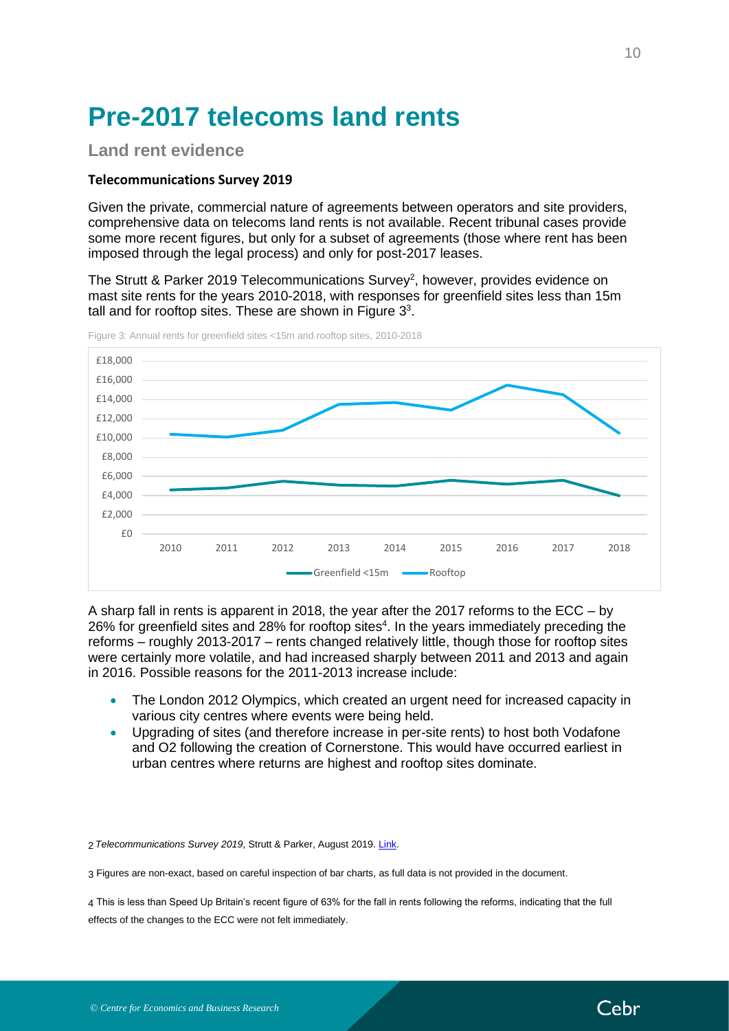# Pre-2017 telecoms land rents

## Land rent evidence

**Telecommunications Survey 2019**

Given the private, commercial nature of agreements between operators and site providers, comprehensive data on telecoms land rents is not available. Recent tribunal cases provide some more recent figures, but only for a subset of agreements (those where rent has been imposed through the legal process) and only for post-2017 leases.

The Strutt & Parker 2019 Telecommunications Survey[2], however, provides evidence on mast site rents for the years 2010-2018, with responses for greenfield sites less than 15m tall and for rooftop sites. These are shown in Figure 3[3].

Figure 3: Annual rents for greenfield sites <15m and rooftop sites, 2010-2018

A sharp fall in rents is apparent in 2018, the year after the 2017 reforms to the ECC – by 26% for greenfield sites and 28% for rooftop sites[4]. In the years immediately preceding the reforms – roughly 2013-2017 – rents changed relatively little, though those for rooftop sites were certainly more volatile, and had increased sharply between 2011 and 2013 and again in 2016. Possible reasons for the 2011-2013 increase include:

- The London 2012 Olympics, which created an urgent need for increased capacity in various city centres where events were being held.
- Upgrading of sites (and therefore increase in per-site rents) to host both Vodafone and O2 following the creation of Cornerstone. This would have occurred earliest in urban centres where returns are highest and rooftop sites dominate.

2 *Telecommunications Survey 2019*, Strutt & Parker, August 2019. Link.

3 Figures are non-exact, based on careful inspection of bar charts, as full data is not provided in the document.

4 This is less than Speed Up Britain's recent figure of 63% for the fall in rents following the reforms, indicating that the full effects of the changes to the ECC were not felt immediately.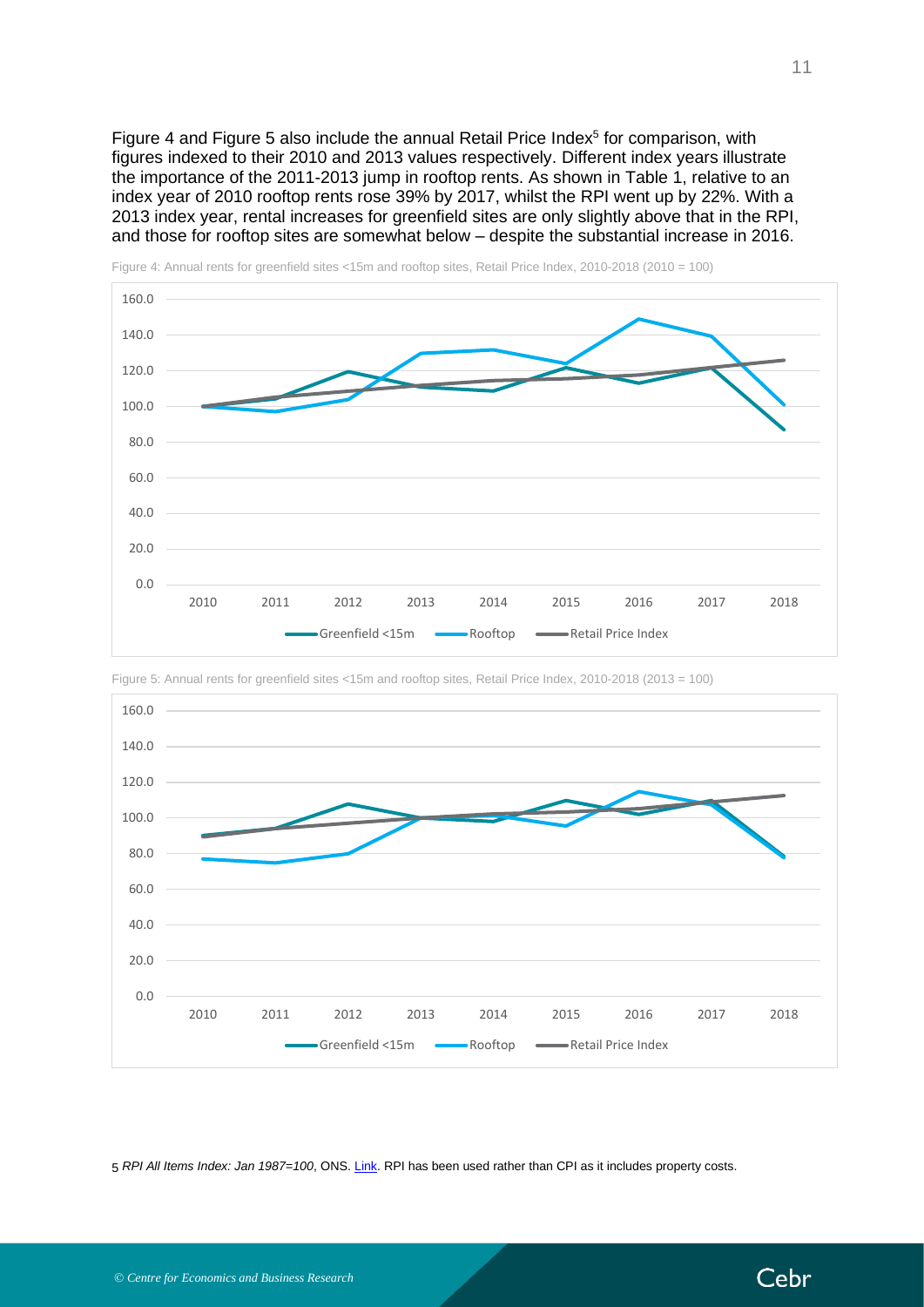Figure 4 and Figure 5 also include the annual Retail Price Index[5] for comparison, with figures indexed to their 2010 and 2013 values respectively. Different index years illustrate the importance of the 2011-2013 jump in rooftop rents. As shown in Table 1, relative to an index year of 2010 rooftop rents rose 39% by 2017, whilst the RPI went up by 22%. With a 2013 index year, rental increases for greenfield sites are only slightly above that in the RPI, and those for rooftop sites are somewhat below – despite the substantial increase in 2016.

Figure 4: Annual rents for greenfield sites <15m and rooftop sites, Retail Price Index, 2010-2018 (2010 = 100)

Figure 5: Annual rents for greenfield sites <15m and rooftop sites, Retail Price Index, 2010-2018 (2013 = 100)

5 *RPI All Items Index: Jan 1987=100*, ONS. Link. RPI has been used rather than CPI as it includes property costs.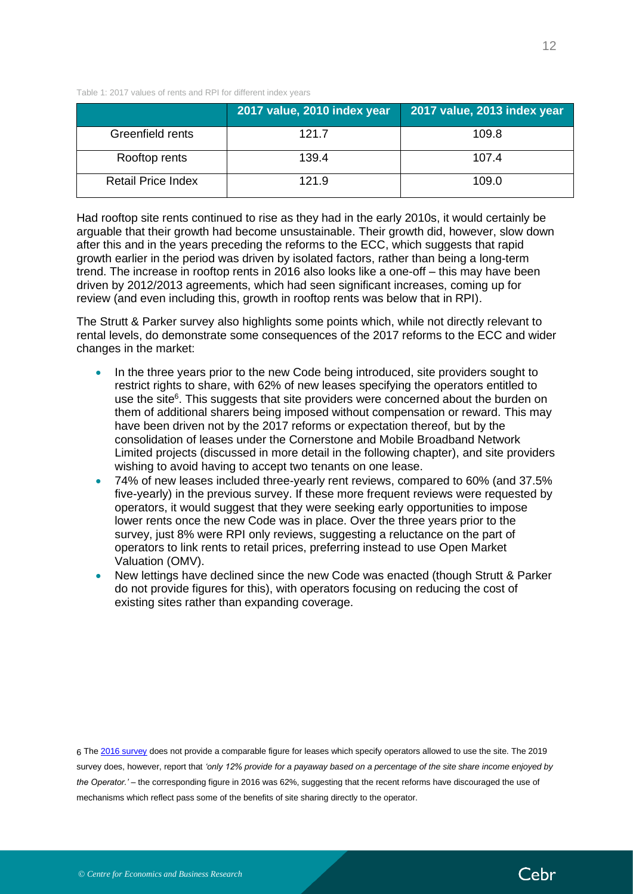Table 1: 2017 values of rents and RPI for different index years

|  | 2017 value, 2010 index year | 2017 value, 2013 index year |
| --- | --- | --- |
| Greenfield rents | 121.7 | 109.8 |
| Rooftop rents | 139.4 | 107.4 |
| Retail Price Index | 121.9 | 109.0 |

Had rooftop site rents continued to rise as they had in the early 2010s, it would certainly be arguable that their growth had become unsustainable. Their growth did, however, slow down after this and in the years preceding the reforms to the ECC, which suggests that rapid growth earlier in the period was driven by isolated factors, rather than being a long-term trend. The increase in rooftop rents in 2016 also looks like a one-off – this may have been driven by 2012/2013 agreements, which had seen significant increases, coming up for review (and even including this, growth in rooftop rents was below that in RPI).

The Strutt & Parker survey also highlights some points which, while not directly relevant to rental levels, do demonstrate some consequences of the 2017 reforms to the ECC and wider changes in the market:

- In the three years prior to the new Code being introduced, site providers sought to restrict rights to share, with 62% of new leases specifying the operators entitled to use the site[6]. This suggests that site providers were concerned about the burden on them of additional sharers being imposed without compensation or reward. This may have been driven not by the 2017 reforms or expectation thereof, but by the consolidation of leases under the Cornerstone and Mobile Broadband Network Limited projects (discussed in more detail in the following chapter), and site providers wishing to avoid having to accept two tenants on one lease.
- 74% of new leases included three-yearly rent reviews, compared to 60% (and 37.5% five-yearly) in the previous survey. If these more frequent reviews were requested by operators, it would suggest that they were seeking early opportunities to impose lower rents once the new Code was in place. Over the three years prior to the survey, just 8% were RPI only reviews, suggesting a reluctance on the part of operators to link rents to retail prices, preferring instead to use Open Market Valuation (OMV).
- New lettings have declined since the new Code was enacted (though Strutt & Parker do not provide figures for this), with operators focusing on reducing the cost of existing sites rather than expanding coverage.

6 The 2016 survey does not provide a comparable figure for leases which specify operators allowed to use the site. The 2019 survey does, however, report that *'only 12% provide for a payaway based on a percentage of the site share income enjoyed by the Operator.'* – the corresponding figure in 2016 was 62%, suggesting that the recent reforms have discouraged the use of mechanisms which reflect pass some of the benefits of site sharing directly to the operator.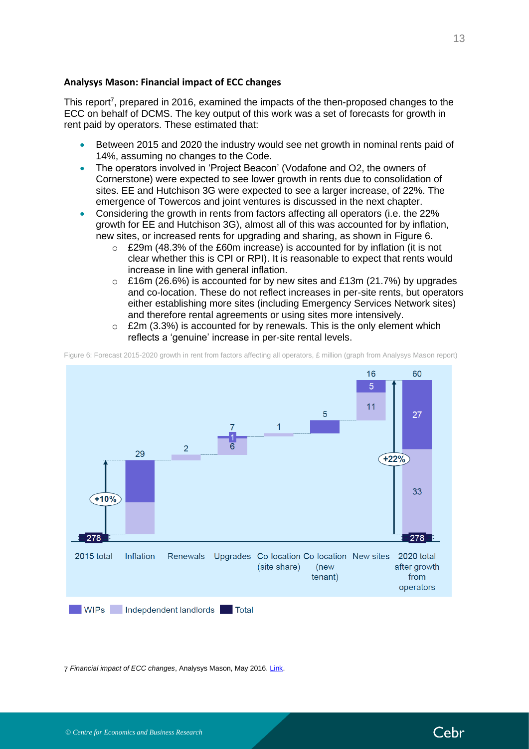**Analysys Mason: Financial impact of ECC changes**

This report[7], prepared in 2016, examined the impacts of the then-proposed changes to the ECC on behalf of DCMS. The key output of this work was a set of forecasts for growth in rent paid by operators. These estimated that:

- Between 2015 and 2020 the industry would see net growth in nominal rents paid of 14%, assuming no changes to the Code.
- The operators involved in 'Project Beacon' (Vodafone and O2, the owners of Cornerstone) were expected to see lower growth in rents due to consolidation of sites. EE and Hutchison 3G were expected to see a larger increase, of 22%. The emergence of Towercos and joint ventures is discussed in the next chapter.
- Considering the growth in rents from factors affecting all operators (i.e. the 22% growth for EE and Hutchison 3G), almost all of this was accounted for by inflation, new sites, or increased rents for upgrading and sharing, as shown in Figure 6.
    - £29m (48.3% of the £60m increase) is accounted for by inflation (it is not clear whether this is CPI or RPI). It is reasonable to expect that rents would increase in line with general inflation.
    - £16m (26.6%) is accounted for by new sites and £13m (21.7%) by upgrades and co-location. These do not reflect increases in per-site rents, but operators either establishing more sites (including Emergency Services Network sites) and therefore rental agreements or using sites more intensively.
    - £2m (3.3%) is accounted for by renewals. This is the only element which reflects a 'genuine' increase in per-site rental levels.

Figure 6: Forecast 2015-2020 growth in rent from factors affecting all operators, £ million (graph from Analysys Mason report)

| Category | WIPs | Independent landlords | Total |
|---|---|---|---|
| 2015 total | | | 278 |
| Inflation | | | 29 |
| Renewals | | 2 | 2 |
| Upgrades | 1 | 6 | 7 |
| Co-location (site share) | | 1 | 1 |
| Co-location (new tenant) | 5 | | 5 |
| New sites | 5 | 11 | 16 |
| 2020 total after growth from operators | 27 | 33 | 278 + 60 |

Growth: +10% (inflation); +22% (total)

Legend: WIPs, Indepdendent landlords, Total

7 *Financial impact of ECC changes*, Analysys Mason, May 2016. Link.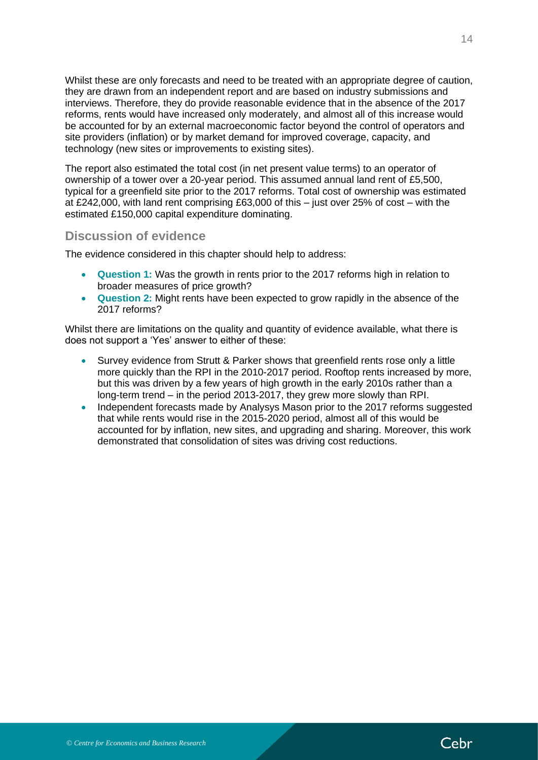Whilst these are only forecasts and need to be treated with an appropriate degree of caution, they are drawn from an independent report and are based on industry submissions and interviews. Therefore, they do provide reasonable evidence that in the absence of the 2017 reforms, rents would have increased only moderately, and almost all of this increase would be accounted for by an external macroeconomic factor beyond the control of operators and site providers (inflation) or by market demand for improved coverage, capacity, and technology (new sites or improvements to existing sites).

The report also estimated the total cost (in net present value terms) to an operator of ownership of a tower over a 20-year period. This assumed annual land rent of £5,500, typical for a greenfield site prior to the 2017 reforms. Total cost of ownership was estimated at £242,000, with land rent comprising £63,000 of this – just over 25% of cost – with the estimated £150,000 capital expenditure dominating.

## Discussion of evidence

The evidence considered in this chapter should help to address:

- **Question 1:** Was the growth in rents prior to the 2017 reforms high in relation to broader measures of price growth?
- **Question 2:** Might rents have been expected to grow rapidly in the absence of the 2017 reforms?

Whilst there are limitations on the quality and quantity of evidence available, what there is does not support a 'Yes' answer to either of these:

- Survey evidence from Strutt & Parker shows that greenfield rents rose only a little more quickly than the RPI in the 2010-2017 period. Rooftop rents increased by more, but this was driven by a few years of high growth in the early 2010s rather than a long-term trend – in the period 2013-2017, they grew more slowly than RPI.
- Independent forecasts made by Analysys Mason prior to the 2017 reforms suggested that while rents would rise in the 2015-2020 period, almost all of this would be accounted for by inflation, new sites, and upgrading and sharing. Moreover, this work demonstrated that consolidation of sites was driving cost reductions.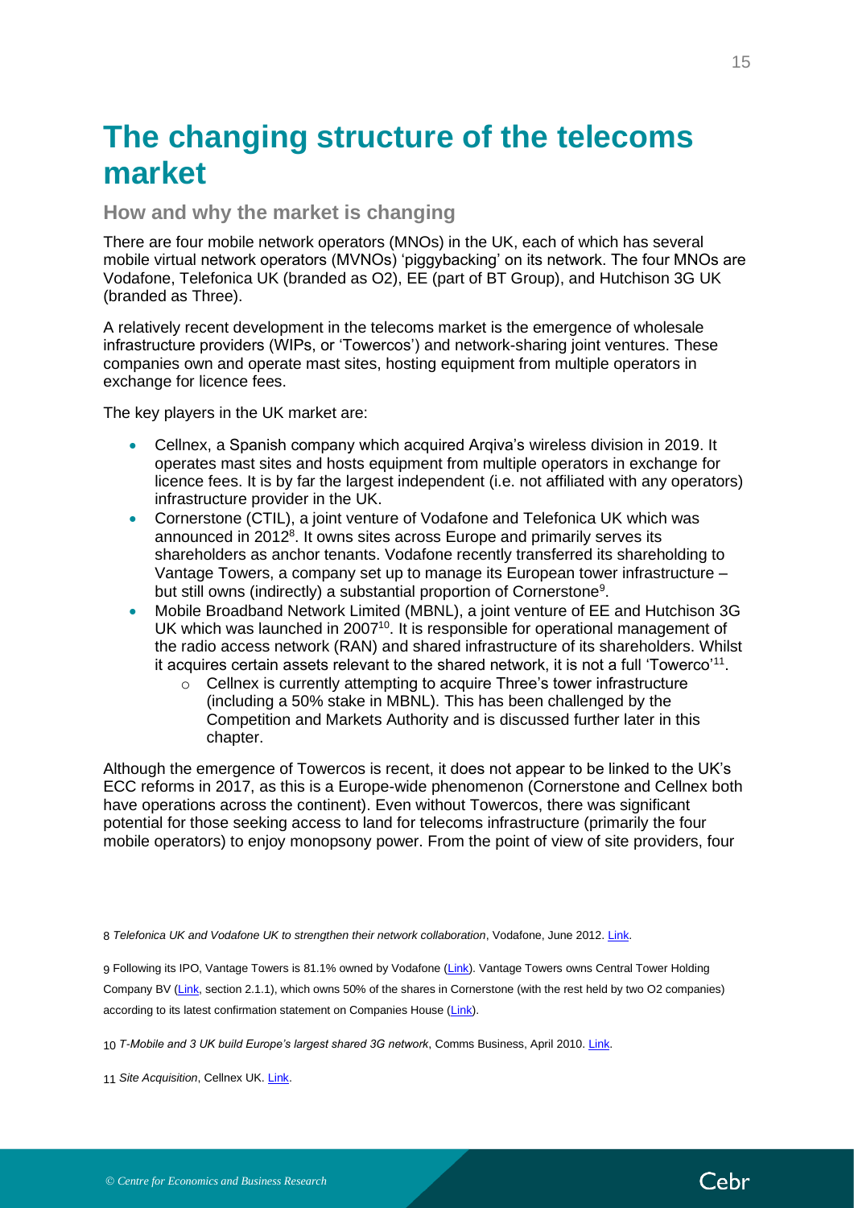# The changing structure of the telecoms market

## How and why the market is changing

There are four mobile network operators (MNOs) in the UK, each of which has several mobile virtual network operators (MVNOs) 'piggybacking' on its network. The four MNOs are Vodafone, Telefonica UK (branded as O2), EE (part of BT Group), and Hutchison 3G UK (branded as Three).

A relatively recent development in the telecoms market is the emergence of wholesale infrastructure providers (WIPs, or 'Towercos') and network-sharing joint ventures. These companies own and operate mast sites, hosting equipment from multiple operators in exchange for licence fees.

The key players in the UK market are:

- Cellnex, a Spanish company which acquired Arqiva's wireless division in 2019. It operates mast sites and hosts equipment from multiple operators in exchange for licence fees. It is by far the largest independent (i.e. not affiliated with any operators) infrastructure provider in the UK.
- Cornerstone (CTIL), a joint venture of Vodafone and Telefonica UK which was announced in 2012[8]. It owns sites across Europe and primarily serves its shareholders as anchor tenants. Vodafone recently transferred its shareholding to Vantage Towers, a company set up to manage its European tower infrastructure – but still owns (indirectly) a substantial proportion of Cornerstone[9].
- Mobile Broadband Network Limited (MBNL), a joint venture of EE and Hutchison 3G UK which was launched in 2007[10]. It is responsible for operational management of the radio access network (RAN) and shared infrastructure of its shareholders. Whilst it acquires certain assets relevant to the shared network, it is not a full 'Towerco'[11].
  - Cellnex is currently attempting to acquire Three's tower infrastructure (including a 50% stake in MBNL). This has been challenged by the Competition and Markets Authority and is discussed further later in this chapter.

Although the emergence of Towercos is recent, it does not appear to be linked to the UK's ECC reforms in 2017, as this is a Europe-wide phenomenon (Cornerstone and Cellnex both have operations across the continent). Even without Towercos, there was significant potential for those seeking access to land for telecoms infrastructure (primarily the four mobile operators) to enjoy monopsony power. From the point of view of site providers, four

---

8 *Telefonica UK and Vodafone UK to strengthen their network collaboration*, Vodafone, June 2012. Link.

9 Following its IPO, Vantage Towers is 81.1% owned by Vodafone (Link). Vantage Towers owns Central Tower Holding Company BV (Link, section 2.1.1), which owns 50% of the shares in Cornerstone (with the rest held by two O2 companies) according to its latest confirmation statement on Companies House (Link).

10 *T-Mobile and 3 UK build Europe's largest shared 3G network*, Comms Business, April 2010. Link.

11 *Site Acquisition*, Cellnex UK. Link.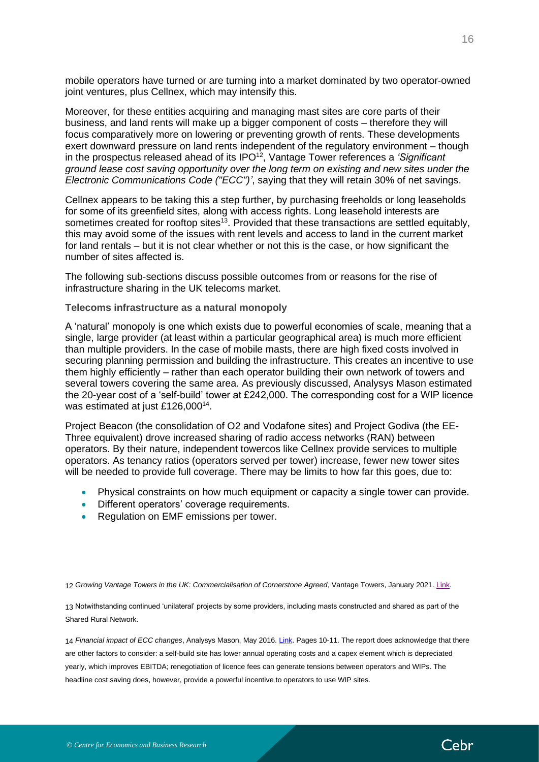mobile operators have turned or are turning into a market dominated by two operator-owned joint ventures, plus Cellnex, which may intensify this.

Moreover, for these entities acquiring and managing mast sites are core parts of their business, and land rents will make up a bigger component of costs – therefore they will focus comparatively more on lowering or preventing growth of rents. These developments exert downward pressure on land rents independent of the regulatory environment – though in the prospectus released ahead of its IPO[12], Vantage Tower references a *'Significant ground lease cost saving opportunity over the long term on existing and new sites under the Electronic Communications Code ("ECC")'*, saying that they will retain 30% of net savings.

Cellnex appears to be taking this a step further, by purchasing freeholds or long leaseholds for some of its greenfield sites, along with access rights. Long leasehold interests are sometimes created for rooftop sites[13]. Provided that these transactions are settled equitably, this may avoid some of the issues with rent levels and access to land in the current market for land rentals – but it is not clear whether or not this is the case, or how significant the number of sites affected is.

The following sub-sections discuss possible outcomes from or reasons for the rise of infrastructure sharing in the UK telecoms market.

### Telecoms infrastructure as a natural monopoly

A 'natural' monopoly is one which exists due to powerful economies of scale, meaning that a single, large provider (at least within a particular geographical area) is much more efficient than multiple providers. In the case of mobile masts, there are high fixed costs involved in securing planning permission and building the infrastructure. This creates an incentive to use them highly efficiently – rather than each operator building their own network of towers and several towers covering the same area. As previously discussed, Analysys Mason estimated the 20-year cost of a 'self-build' tower at £242,000. The corresponding cost for a WIP licence was estimated at just £126,000[14].

Project Beacon (the consolidation of O2 and Vodafone sites) and Project Godiva (the EE-Three equivalent) drove increased sharing of radio access networks (RAN) between operators. By their nature, independent towercos like Cellnex provide services to multiple operators. As tenancy ratios (operators served per tower) increase, fewer new tower sites will be needed to provide full coverage. There may be limits to how far this goes, due to:

- Physical constraints on how much equipment or capacity a single tower can provide.
- Different operators' coverage requirements.
- Regulation on EMF emissions per tower.

12 *Growing Vantage Towers in the UK: Commercialisation of Cornerstone Agreed*, Vantage Towers, January 2021. Link.

13 Notwithstanding continued 'unilateral' projects by some providers, including masts constructed and shared as part of the Shared Rural Network.

14 *Financial impact of ECC changes*, Analysys Mason, May 2016. Link. Pages 10-11. The report does acknowledge that there are other factors to consider: a self-build site has lower annual operating costs and a capex element which is depreciated yearly, which improves EBITDA; renegotiation of licence fees can generate tensions between operators and WIPs. The headline cost saving does, however, provide a powerful incentive to operators to use WIP sites.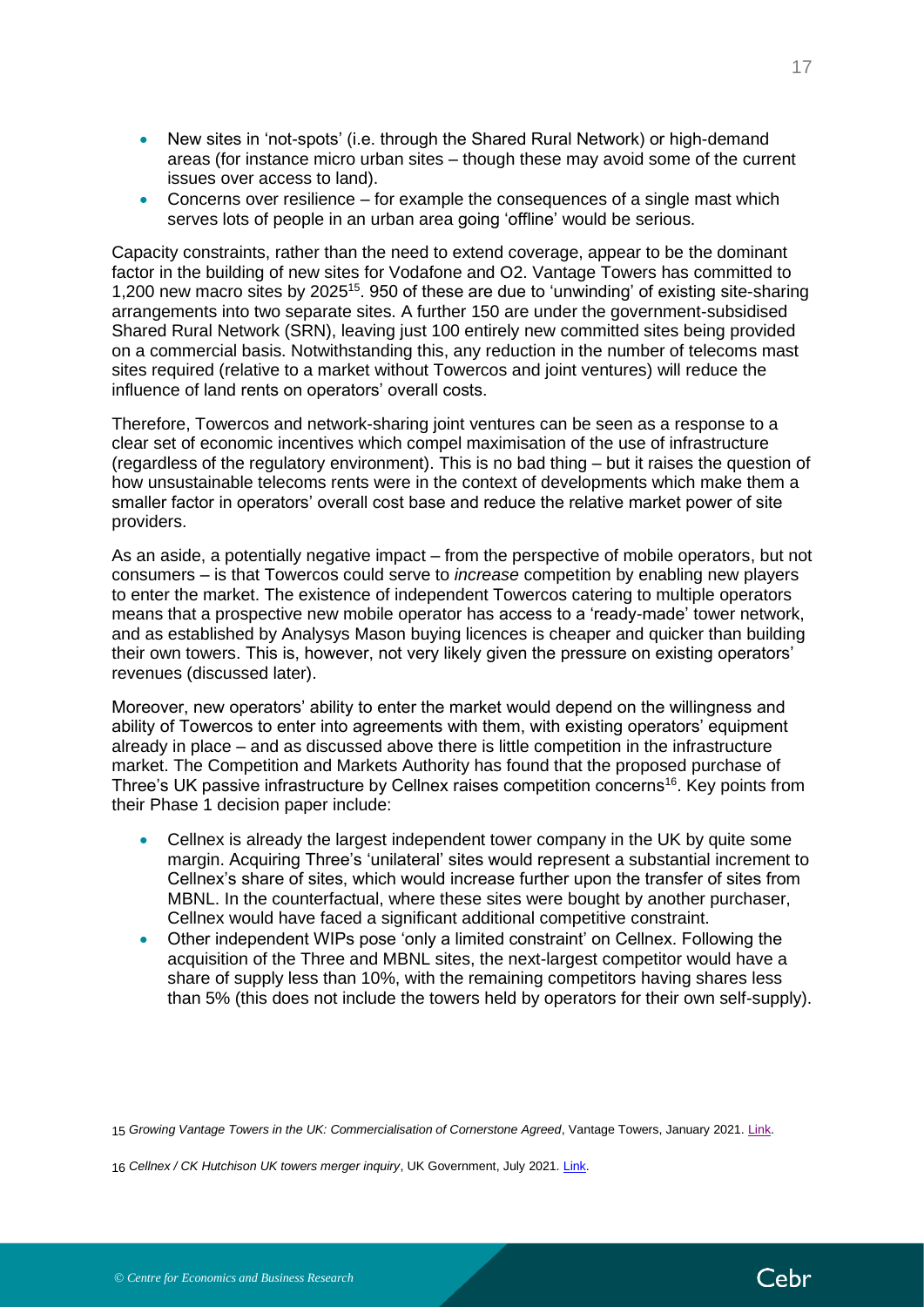- New sites in 'not-spots' (i.e. through the Shared Rural Network) or high-demand areas (for instance micro urban sites – though these may avoid some of the current issues over access to land).
- Concerns over resilience – for example the consequences of a single mast which serves lots of people in an urban area going 'offline' would be serious.

Capacity constraints, rather than the need to extend coverage, appear to be the dominant factor in the building of new sites for Vodafone and O2. Vantage Towers has committed to 1,200 new macro sites by 2025[15]. 950 of these are due to 'unwinding' of existing site-sharing arrangements into two separate sites. A further 150 are under the government-subsidised Shared Rural Network (SRN), leaving just 100 entirely new committed sites being provided on a commercial basis. Notwithstanding this, any reduction in the number of telecoms mast sites required (relative to a market without Towercos and joint ventures) will reduce the influence of land rents on operators' overall costs.

Therefore, Towercos and network-sharing joint ventures can be seen as a response to a clear set of economic incentives which compel maximisation of the use of infrastructure (regardless of the regulatory environment). This is no bad thing – but it raises the question of how unsustainable telecoms rents were in the context of developments which make them a smaller factor in operators' overall cost base and reduce the relative market power of site providers.

As an aside, a potentially negative impact – from the perspective of mobile operators, but not consumers – is that Towercos could serve to *increase* competition by enabling new players to enter the market. The existence of independent Towercos catering to multiple operators means that a prospective new mobile operator has access to a 'ready-made' tower network, and as established by Analysys Mason buying licences is cheaper and quicker than building their own towers. This is, however, not very likely given the pressure on existing operators' revenues (discussed later).

Moreover, new operators' ability to enter the market would depend on the willingness and ability of Towercos to enter into agreements with them, with existing operators' equipment already in place – and as discussed above there is little competition in the infrastructure market. The Competition and Markets Authority has found that the proposed purchase of Three's UK passive infrastructure by Cellnex raises competition concerns[16]. Key points from their Phase 1 decision paper include:

- Cellnex is already the largest independent tower company in the UK by quite some margin. Acquiring Three's 'unilateral' sites would represent a substantial increment to Cellnex's share of sites, which would increase further upon the transfer of sites from MBNL. In the counterfactual, where these sites were bought by another purchaser, Cellnex would have faced a significant additional competitive constraint.
- Other independent WIPs pose 'only a limited constraint' on Cellnex. Following the acquisition of the Three and MBNL sites, the next-largest competitor would have a share of supply less than 10%, with the remaining competitors having shares less than 5% (this does not include the towers held by operators for their own self-supply).

15 *Growing Vantage Towers in the UK: Commercialisation of Cornerstone Agreed*, Vantage Towers, January 2021. Link.

16 *Cellnex / CK Hutchison UK towers merger inquiry*, UK Government, July 2021. Link.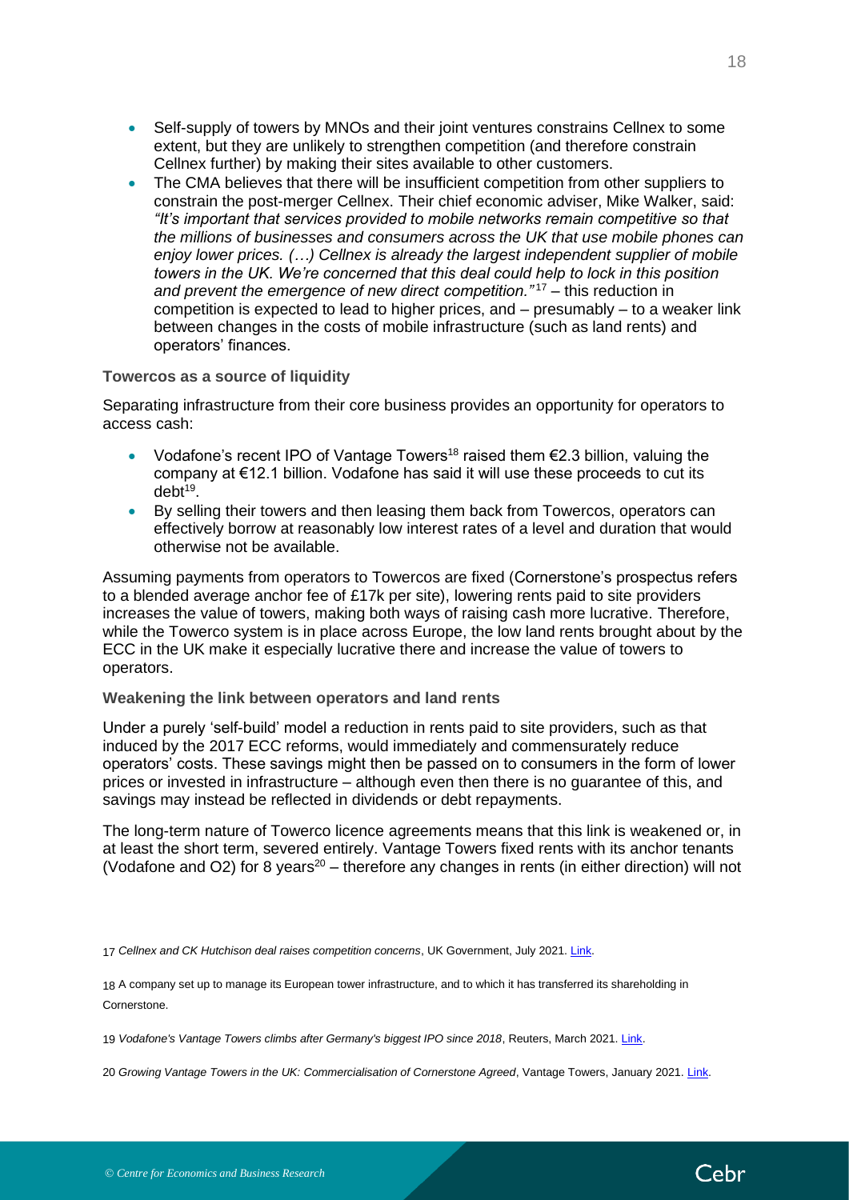- Self-supply of towers by MNOs and their joint ventures constrains Cellnex to some extent, but they are unlikely to strengthen competition (and therefore constrain Cellnex further) by making their sites available to other customers.
- The CMA believes that there will be insufficient competition from other suppliers to constrain the post-merger Cellnex. Their chief economic adviser, Mike Walker, said: *"It's important that services provided to mobile networks remain competitive so that the millions of businesses and consumers across the UK that use mobile phones can enjoy lower prices. (…) Cellnex is already the largest independent supplier of mobile towers in the UK. We're concerned that this deal could help to lock in this position and prevent the emergence of new direct competition."*[17] – this reduction in competition is expected to lead to higher prices, and – presumably – to a weaker link between changes in the costs of mobile infrastructure (such as land rents) and operators' finances.

**Towercos as a source of liquidity**

Separating infrastructure from their core business provides an opportunity for operators to access cash:

- Vodafone's recent IPO of Vantage Towers[18] raised them €2.3 billion, valuing the company at €12.1 billion. Vodafone has said it will use these proceeds to cut its debt[19].
- By selling their towers and then leasing them back from Towercos, operators can effectively borrow at reasonably low interest rates of a level and duration that would otherwise not be available.

Assuming payments from operators to Towercos are fixed (Cornerstone's prospectus refers to a blended average anchor fee of £17k per site), lowering rents paid to site providers increases the value of towers, making both ways of raising cash more lucrative. Therefore, while the Towerco system is in place across Europe, the low land rents brought about by the ECC in the UK make it especially lucrative there and increase the value of towers to operators.

**Weakening the link between operators and land rents**

Under a purely 'self-build' model a reduction in rents paid to site providers, such as that induced by the 2017 ECC reforms, would immediately and commensurately reduce operators' costs. These savings might then be passed on to consumers in the form of lower prices or invested in infrastructure – although even then there is no guarantee of this, and savings may instead be reflected in dividends or debt repayments.

The long-term nature of Towerco licence agreements means that this link is weakened or, in at least the short term, severed entirely. Vantage Towers fixed rents with its anchor tenants (Vodafone and O2) for 8 years[20] – therefore any changes in rents (in either direction) will not

---

17 *Cellnex and CK Hutchison deal raises competition concerns*, UK Government, July 2021. Link.

18 A company set up to manage its European tower infrastructure, and to which it has transferred its shareholding in Cornerstone.

19 *Vodafone's Vantage Towers climbs after Germany's biggest IPO since 2018*, Reuters, March 2021. Link.

20 *Growing Vantage Towers in the UK: Commercialisation of Cornerstone Agreed*, Vantage Towers, January 2021. Link.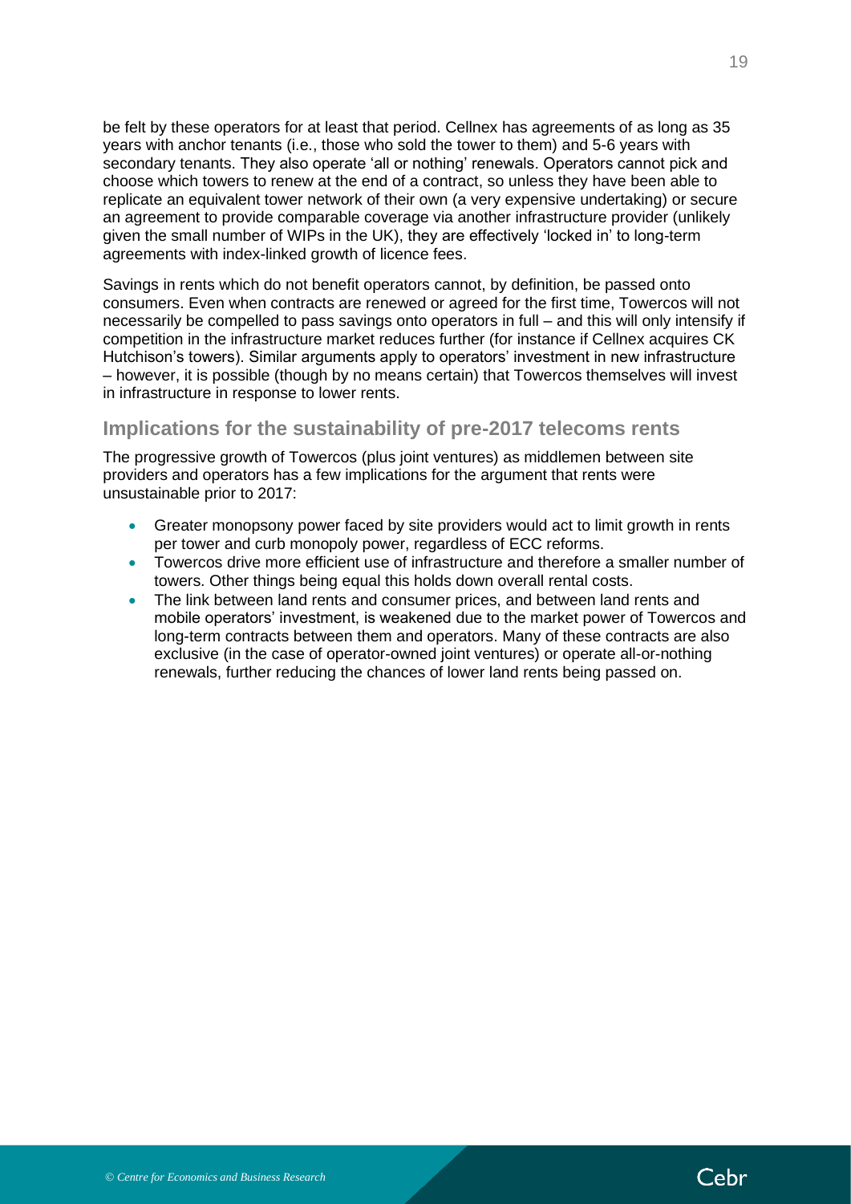be felt by these operators for at least that period. Cellnex has agreements of as long as 35 years with anchor tenants (i.e., those who sold the tower to them) and 5-6 years with secondary tenants. They also operate 'all or nothing' renewals. Operators cannot pick and choose which towers to renew at the end of a contract, so unless they have been able to replicate an equivalent tower network of their own (a very expensive undertaking) or secure an agreement to provide comparable coverage via another infrastructure provider (unlikely given the small number of WIPs in the UK), they are effectively 'locked in' to long-term agreements with index-linked growth of licence fees.

Savings in rents which do not benefit operators cannot, by definition, be passed onto consumers. Even when contracts are renewed or agreed for the first time, Towercos will not necessarily be compelled to pass savings onto operators in full – and this will only intensify if competition in the infrastructure market reduces further (for instance if Cellnex acquires CK Hutchison's towers). Similar arguments apply to operators' investment in new infrastructure – however, it is possible (though by no means certain) that Towercos themselves will invest in infrastructure in response to lower rents.

## Implications for the sustainability of pre-2017 telecoms rents

The progressive growth of Towercos (plus joint ventures) as middlemen between site providers and operators has a few implications for the argument that rents were unsustainable prior to 2017:

- Greater monopsony power faced by site providers would act to limit growth in rents per tower and curb monopoly power, regardless of ECC reforms.
- Towercos drive more efficient use of infrastructure and therefore a smaller number of towers. Other things being equal this holds down overall rental costs.
- The link between land rents and consumer prices, and between land rents and mobile operators' investment, is weakened due to the market power of Towercos and long-term contracts between them and operators. Many of these contracts are also exclusive (in the case of operator-owned joint ventures) or operate all-or-nothing renewals, further reducing the chances of lower land rents being passed on.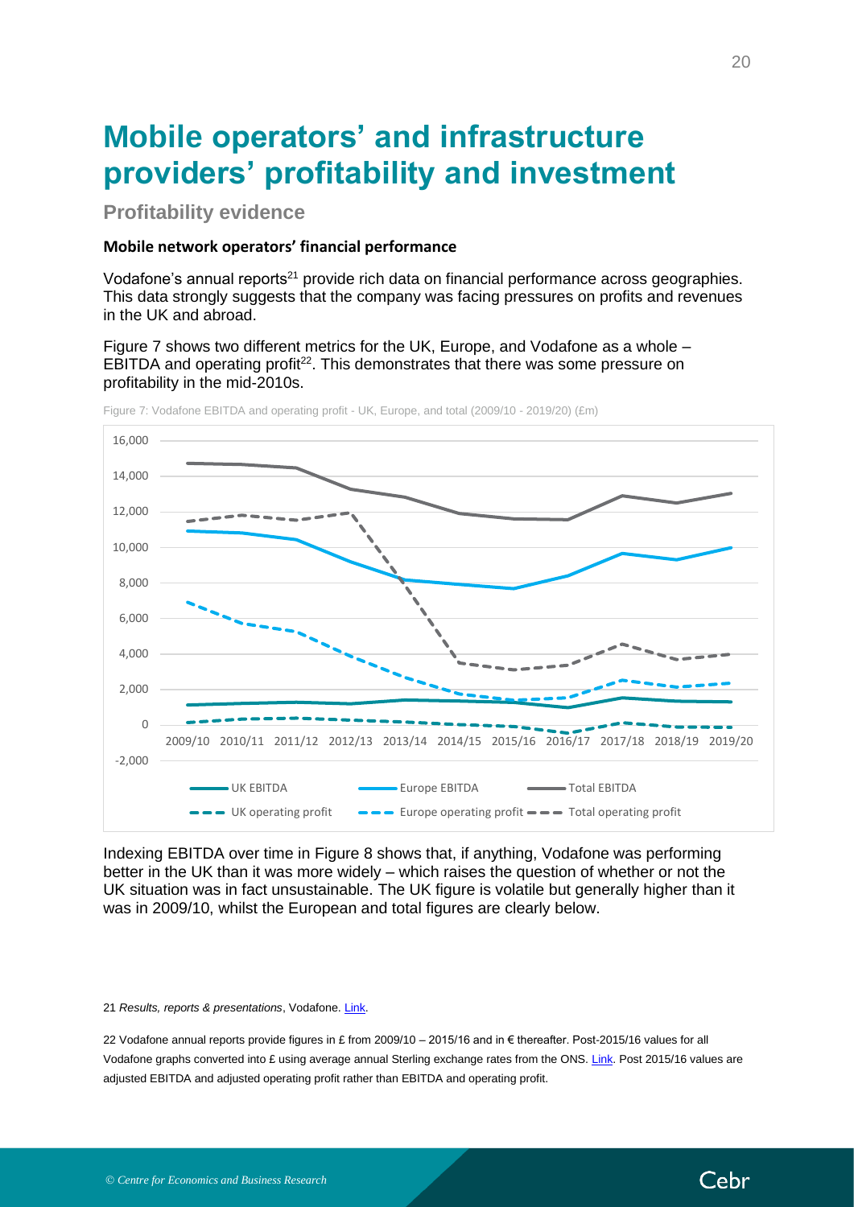# Mobile operators' and infrastructure providers' profitability and investment

## Profitability evidence

### Mobile network operators' financial performance

Vodafone's annual reports[21] provide rich data on financial performance across geographies. This data strongly suggests that the company was facing pressures on profits and revenues in the UK and abroad.

Figure 7 shows two different metrics for the UK, Europe, and Vodafone as a whole – EBITDA and operating profit[22]. This demonstrates that there was some pressure on profitability in the mid-2010s.

Figure 7: Vodafone EBITDA and operating profit - UK, Europe, and total (2009/10 - 2019/20) (£m)

Indexing EBITDA over time in Figure 8 shows that, if anything, Vodafone was performing better in the UK than it was more widely – which raises the question of whether or not the UK situation was in fact unsustainable. The UK figure is volatile but generally higher than it was in 2009/10, whilst the European and total figures are clearly below.

21 *Results, reports & presentations*, Vodafone. Link.

22 Vodafone annual reports provide figures in £ from 2009/10 – 2015/16 and in € thereafter. Post-2015/16 values for all Vodafone graphs converted into £ using average annual Sterling exchange rates from the ONS. Link. Post 2015/16 values are adjusted EBITDA and adjusted operating profit rather than EBITDA and operating profit.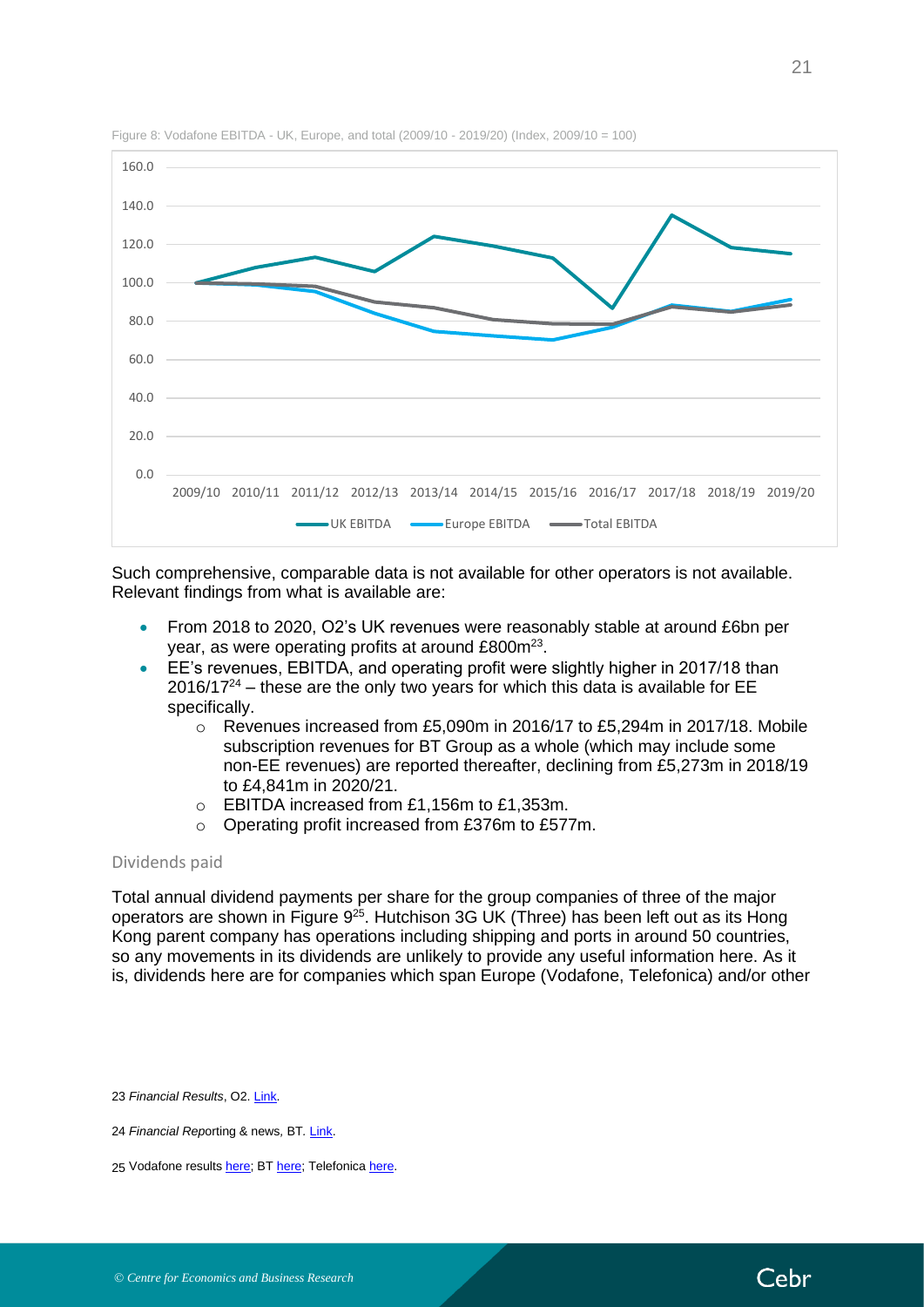Figure 8: Vodafone EBITDA - UK, Europe, and total (2009/10 - 2019/20) (Index, 2009/10 = 100)

Such comprehensive, comparable data is not available for other operators is not available. Relevant findings from what is available are:

- From 2018 to 2020, O2's UK revenues were reasonably stable at around £6bn per year, as were operating profits at around £800m[23].
- EE's revenues, EBITDA, and operating profit were slightly higher in 2017/18 than 2016/17[24] – these are the only two years for which this data is available for EE specifically.
    - Revenues increased from £5,090m in 2016/17 to £5,294m in 2017/18. Mobile subscription revenues for BT Group as a whole (which may include some non-EE revenues) are reported thereafter, declining from £5,273m in 2018/19 to £4,841m in 2020/21.
    - EBITDA increased from £1,156m to £1,353m.
    - Operating profit increased from £376m to £577m.

### Dividends paid

Total annual dividend payments per share for the group companies of three of the major operators are shown in Figure 9[25]. Hutchison 3G UK (Three) has been left out as its Hong Kong parent company has operations including shipping and ports in around 50 countries, so any movements in its dividends are unlikely to provide any useful information here. As it is, dividends here are for companies which span Europe (Vodafone, Telefonica) and/or other

23 *Financial Results*, O2. Link.

24 *Financial Rep*orting & news, BT. Link.

25 Vodafone results here; BT here; Telefonica here.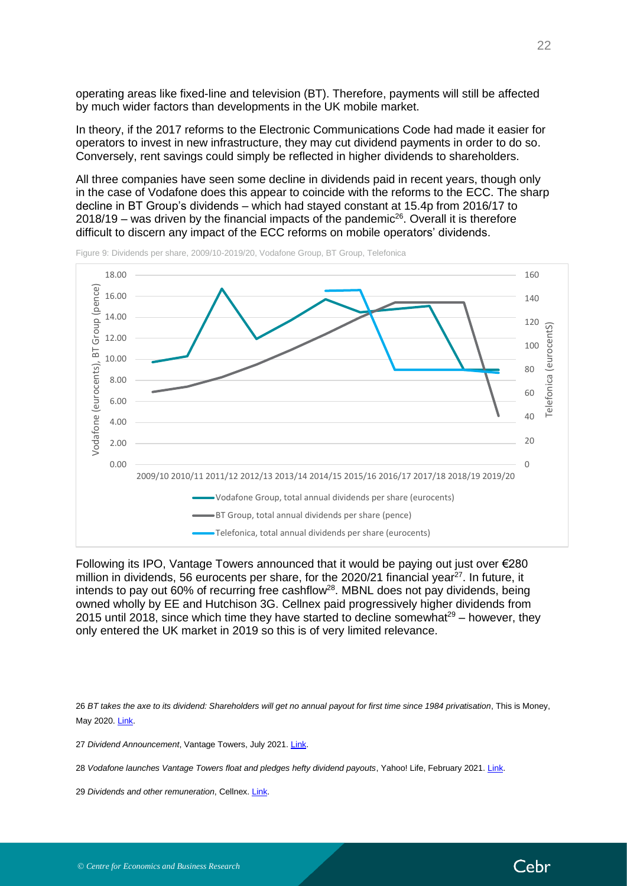operating areas like fixed-line and television (BT). Therefore, payments will still be affected by much wider factors than developments in the UK mobile market.

In theory, if the 2017 reforms to the Electronic Communications Code had made it easier for operators to invest in new infrastructure, they may cut dividend payments in order to do so. Conversely, rent savings could simply be reflected in higher dividends to shareholders.

All three companies have seen some decline in dividends paid in recent years, though only in the case of Vodafone does this appear to coincide with the reforms to the ECC. The sharp decline in BT Group's dividends – which had stayed constant at 15.4p from 2016/17 to 2018/19 – was driven by the financial impacts of the pandemic[26]. Overall it is therefore difficult to discern any impact of the ECC reforms on mobile operators' dividends.

Figure 9: Dividends per share, 2009/10-2019/20, Vodafone Group, BT Group, Telefonica

Following its IPO, Vantage Towers announced that it would be paying out just over €280 million in dividends, 56 eurocents per share, for the 2020/21 financial year[27]. In future, it intends to pay out 60% of recurring free cashflow[28]. MBNL does not pay dividends, being owned wholly by EE and Hutchison 3G. Cellnex paid progressively higher dividends from 2015 until 2018, since which time they have started to decline somewhat[29] – however, they only entered the UK market in 2019 so this is of very limited relevance.

26 *BT takes the axe to its dividend: Shareholders will get no annual payout for first time since 1984 privatisation*, This is Money, May 2020. Link.

27 *Dividend Announcement*, Vantage Towers, July 2021. Link.

28 *Vodafone launches Vantage Towers float and pledges hefty dividend payouts*, Yahoo! Life, February 2021. Link.

29 *Dividends and other remuneration*, Cellnex. Link.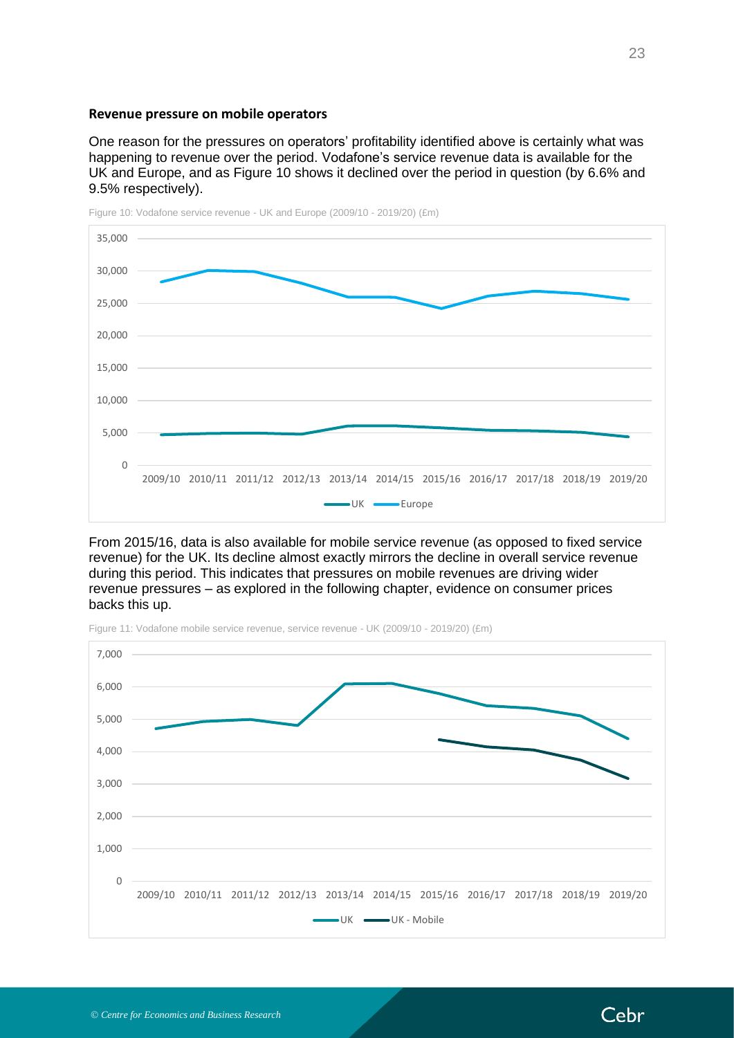### Revenue pressure on mobile operators

One reason for the pressures on operators' profitability identified above is certainly what was happening to revenue over the period. Vodafone's service revenue data is available for the UK and Europe, and as Figure 10 shows it declined over the period in question (by 6.6% and 9.5% respectively).

Figure 10: Vodafone service revenue - UK and Europe (2009/10 - 2019/20) (£m)

From 2015/16, data is also available for mobile service revenue (as opposed to fixed service revenue) for the UK. Its decline almost exactly mirrors the decline in overall service revenue during this period. This indicates that pressures on mobile revenues are driving wider revenue pressures – as explored in the following chapter, evidence on consumer prices backs this up.

Figure 11: Vodafone mobile service revenue, service revenue - UK (2009/10 - 2019/20) (£m)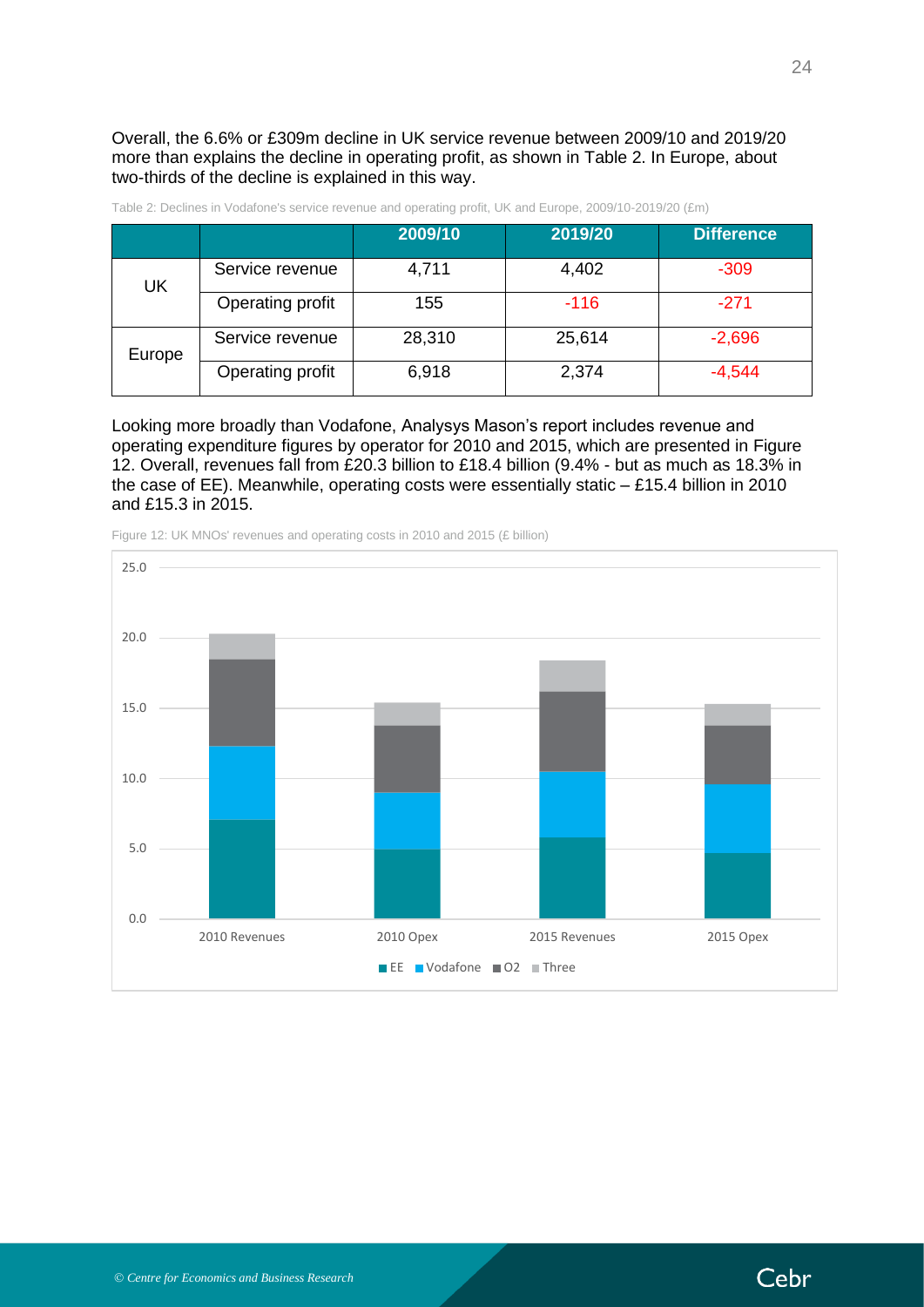Overall, the 6.6% or £309m decline in UK service revenue between 2009/10 and 2019/20 more than explains the decline in operating profit, as shown in Table 2. In Europe, about two-thirds of the decline is explained in this way.

Table 2: Declines in Vodafone's service revenue and operating profit, UK and Europe, 2009/10-2019/20 (£m)

| | | 2009/10 | 2019/20 | Difference |
|---|---|---|---|---|
| UK | Service revenue | 4,711 | 4,402 | -309 |
| | Operating profit | 155 | -116 | -271 |
| Europe | Service revenue | 28,310 | 25,614 | -2,696 |
| | Operating profit | 6,918 | 2,374 | -4,544 |

Looking more broadly than Vodafone, Analysys Mason's report includes revenue and operating expenditure figures by operator for 2010 and 2015, which are presented in Figure 12. Overall, revenues fall from £20.3 billion to £18.4 billion (9.4% - but as much as 18.3% in the case of EE). Meanwhile, operating costs were essentially static – £15.4 billion in 2010 and £15.3 in 2015.

Figure 12: UK MNOs' revenues and operating costs in 2010 and 2015 (£ billion)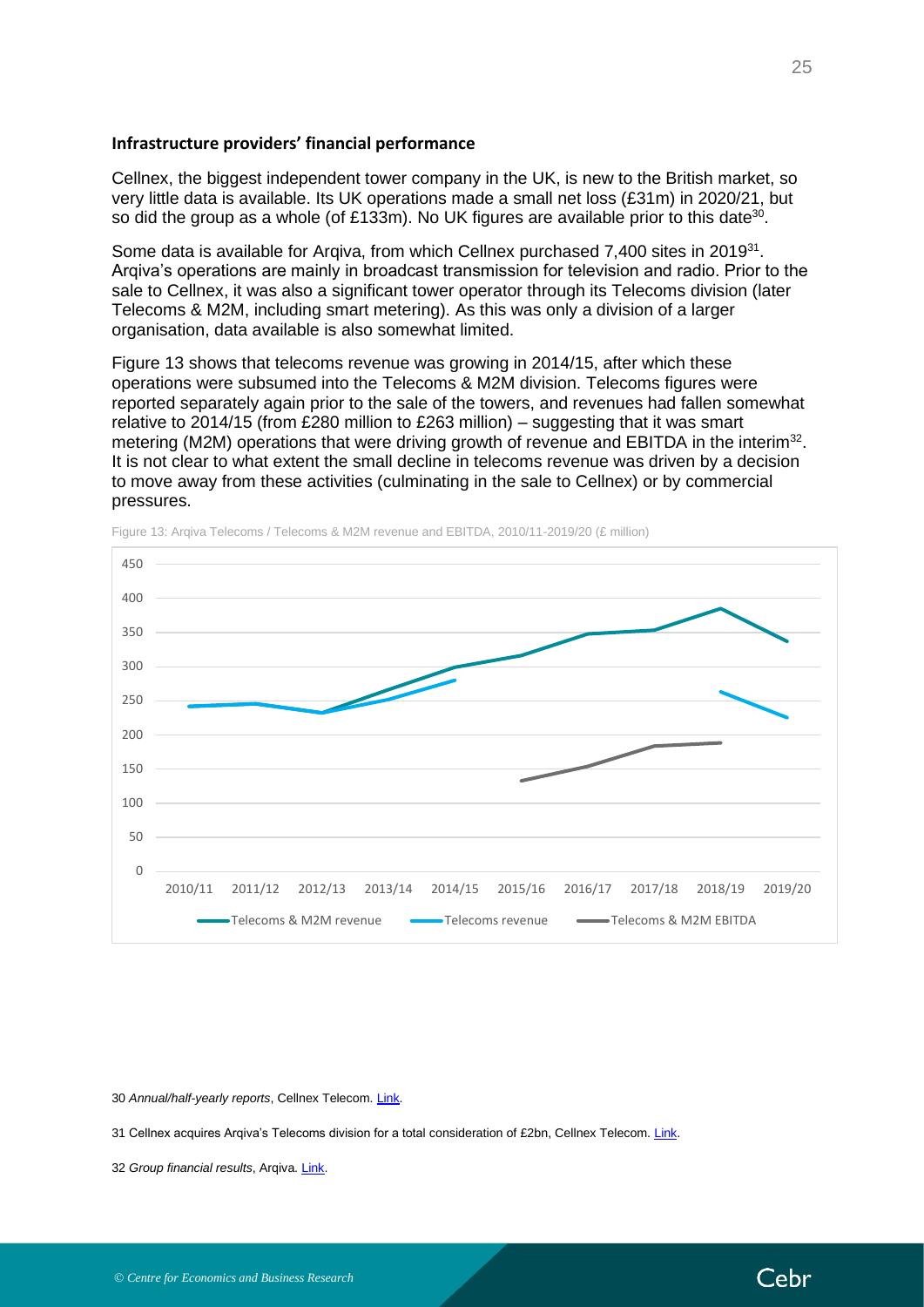**Infrastructure providers' financial performance**

Cellnex, the biggest independent tower company in the UK, is new to the British market, so very little data is available. Its UK operations made a small net loss (£31m) in 2020/21, but so did the group as a whole (of £133m). No UK figures are available prior to this date[30].

Some data is available for Arqiva, from which Cellnex purchased 7,400 sites in 2019[31]. Arqiva's operations are mainly in broadcast transmission for television and radio. Prior to the sale to Cellnex, it was also a significant tower operator through its Telecoms division (later Telecoms & M2M, including smart metering). As this was only a division of a larger organisation, data available is also somewhat limited.

Figure 13 shows that telecoms revenue was growing in 2014/15, after which these operations were subsumed into the Telecoms & M2M division. Telecoms figures were reported separately again prior to the sale of the towers, and revenues had fallen somewhat relative to 2014/15 (from £280 million to £263 million) – suggesting that it was smart metering (M2M) operations that were driving growth of revenue and EBITDA in the interim[32]. It is not clear to what extent the small decline in telecoms revenue was driven by a decision to move away from these activities (culminating in the sale to Cellnex) or by commercial pressures.

Figure 13: Arqiva Telecoms / Telecoms & M2M revenue and EBITDA, 2010/11-2019/20 (£ million)

30 *Annual/half-yearly reports*, Cellnex Telecom. Link.

31 Cellnex acquires Arqiva's Telecoms division for a total consideration of £2bn, Cellnex Telecom. Link.

32 *Group financial results*, Arqiva. Link.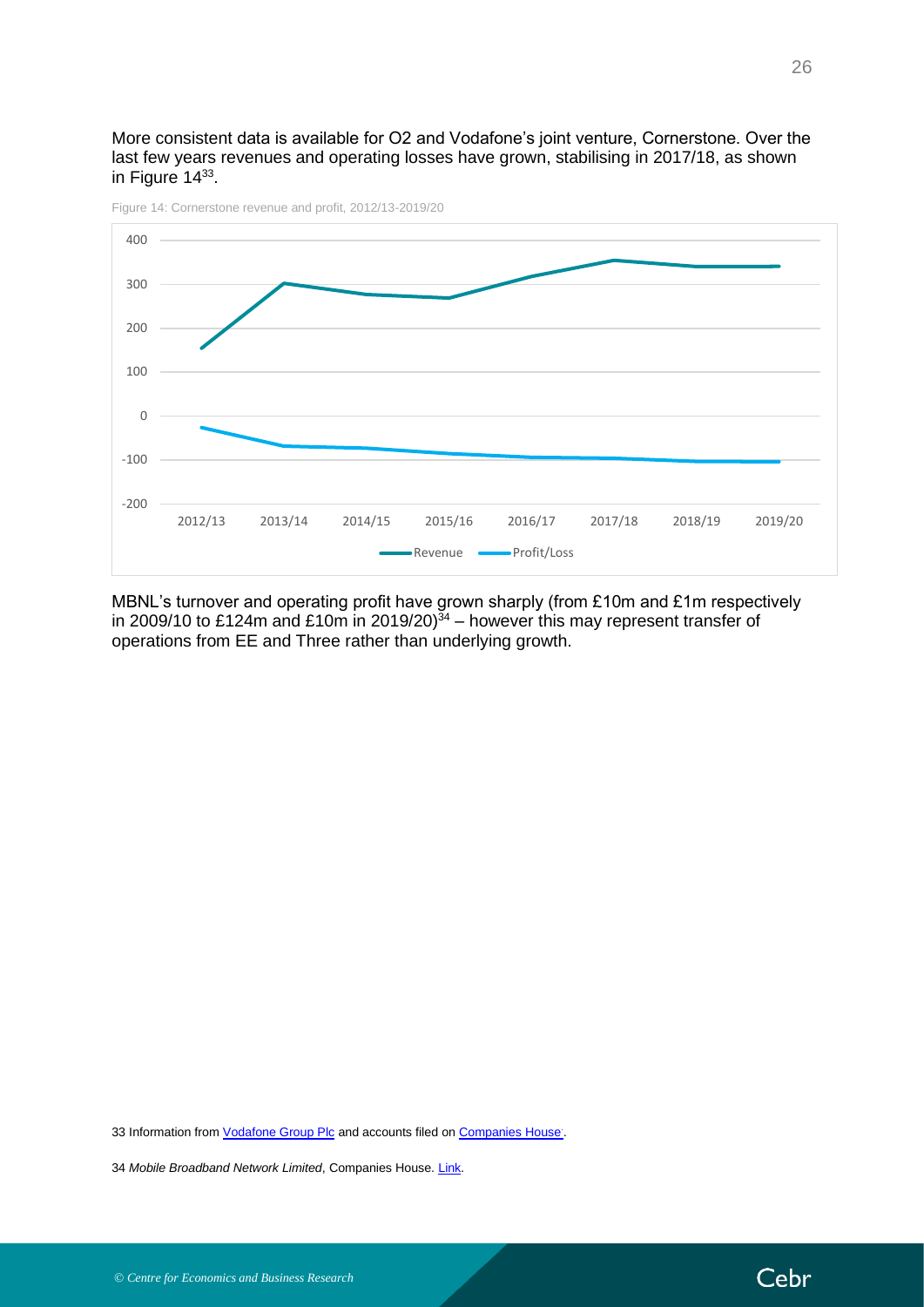More consistent data is available for O2 and Vodafone's joint venture, Cornerstone. Over the last few years revenues and operating losses have grown, stabilising in 2017/18, as shown in Figure 14[33].

Figure 14: Cornerstone revenue and profit, 2012/13-2019/20

MBNL's turnover and operating profit have grown sharply (from £10m and £1m respectively in 2009/10 to £124m and £10m in 2019/20)[34] – however this may represent transfer of operations from EE and Three rather than underlying growth.

33 Information from Vodafone Group Plc and accounts filed on Companies House.

34 *Mobile Broadband Network Limited*, Companies House. Link.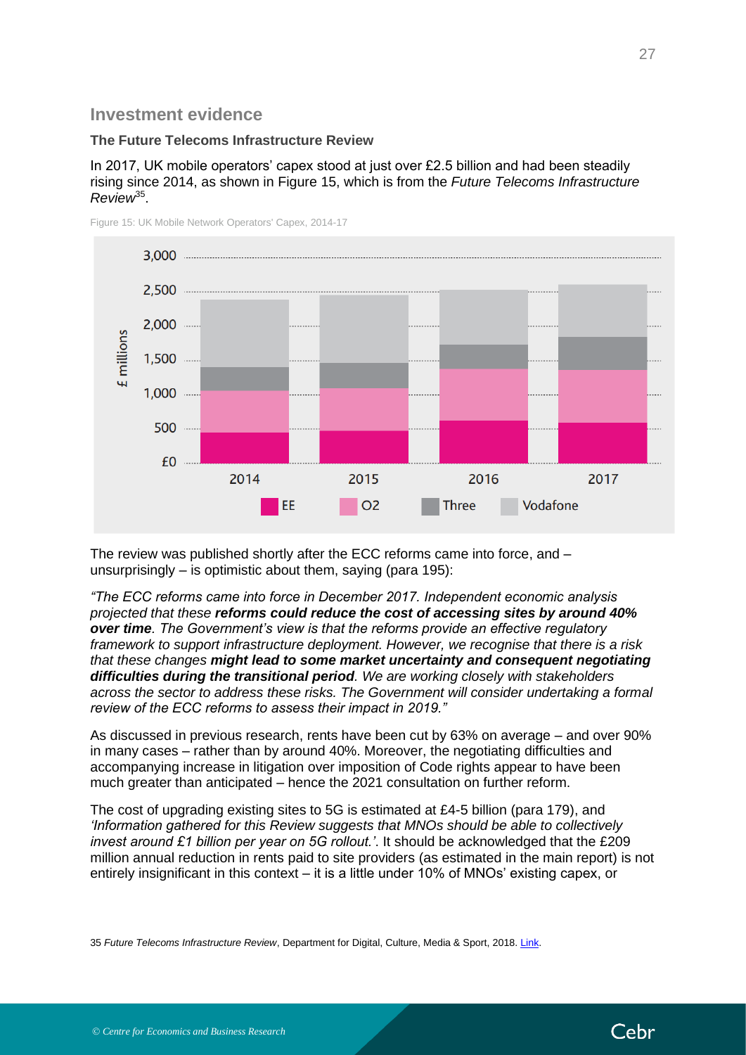## Investment evidence

### The Future Telecoms Infrastructure Review

In 2017, UK mobile operators' capex stood at just over £2.5 billion and had been steadily rising since 2014, as shown in Figure 15, which is from the *Future Telecoms Infrastructure Review*[35].

Figure 15: UK Mobile Network Operators' Capex, 2014-17

The review was published shortly after the ECC reforms came into force, and – unsurprisingly – is optimistic about them, saying (para 195):

*"The ECC reforms came into force in December 2017. Independent economic analysis projected that these **reforms could reduce the cost of accessing sites by around 40% over time**. The Government's view is that the reforms provide an effective regulatory framework to support infrastructure deployment. However, we recognise that there is a risk that these changes **might lead to some market uncertainty and consequent negotiating difficulties during the transitional period**. We are working closely with stakeholders across the sector to address these risks. The Government will consider undertaking a formal review of the ECC reforms to assess their impact in 2019."*

As discussed in previous research, rents have been cut by 63% on average – and over 90% in many cases – rather than by around 40%. Moreover, the negotiating difficulties and accompanying increase in litigation over imposition of Code rights appear to have been much greater than anticipated – hence the 2021 consultation on further reform.

The cost of upgrading existing sites to 5G is estimated at £4-5 billion (para 179), and *'Information gathered for this Review suggests that MNOs should be able to collectively invest around £1 billion per year on 5G rollout.'*. It should be acknowledged that the £209 million annual reduction in rents paid to site providers (as estimated in the main report) is not entirely insignificant in this context – it is a little under 10% of MNOs' existing capex, or

35 *Future Telecoms Infrastructure Review*, Department for Digital, Culture, Media & Sport, 2018. Link.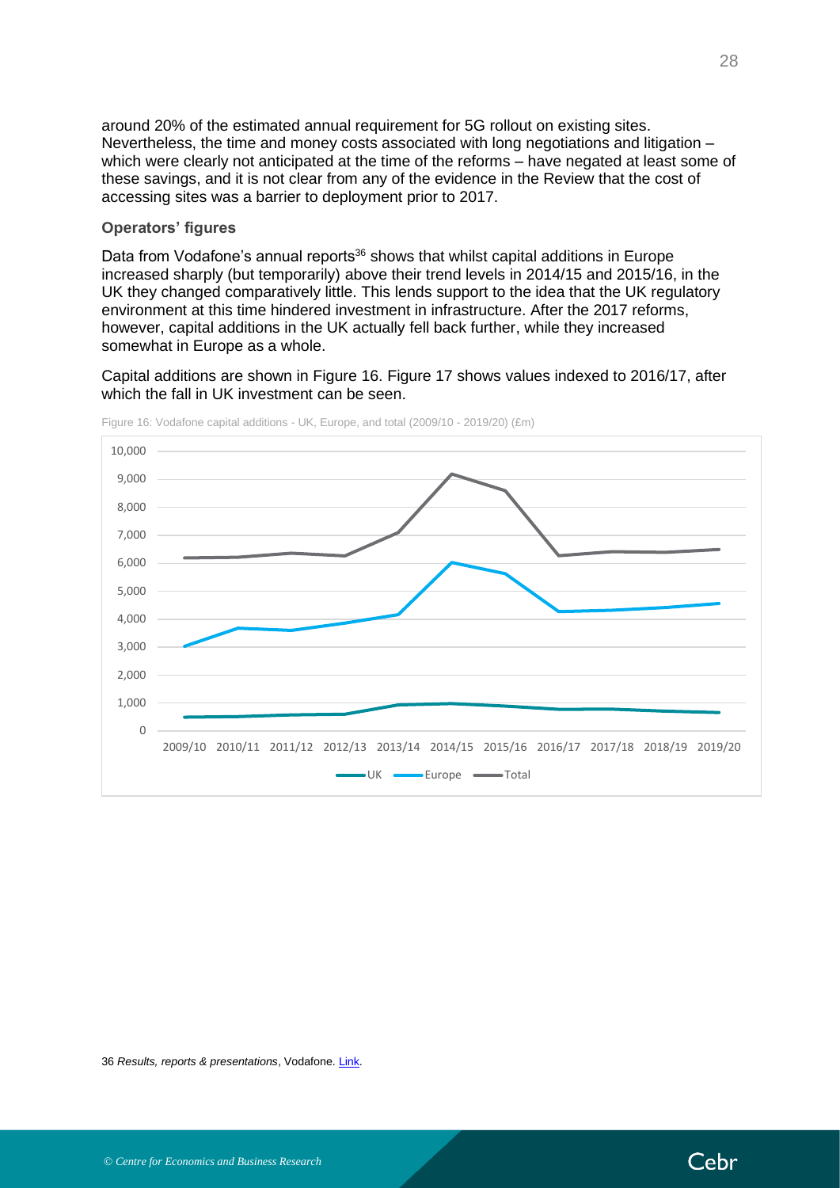around 20% of the estimated annual requirement for 5G rollout on existing sites. Nevertheless, the time and money costs associated with long negotiations and litigation – which were clearly not anticipated at the time of the reforms – have negated at least some of these savings, and it is not clear from any of the evidence in the Review that the cost of accessing sites was a barrier to deployment prior to 2017.

### Operators' figures

Data from Vodafone's annual reports[36] shows that whilst capital additions in Europe increased sharply (but temporarily) above their trend levels in 2014/15 and 2015/16, in the UK they changed comparatively little. This lends support to the idea that the UK regulatory environment at this time hindered investment in infrastructure. After the 2017 reforms, however, capital additions in the UK actually fell back further, while they increased somewhat in Europe as a whole.

Capital additions are shown in Figure 16. Figure 17 shows values indexed to 2016/17, after which the fall in UK investment can be seen.

Figure 16: Vodafone capital additions - UK, Europe, and total (2009/10 - 2019/20) (£m)

36 *Results, reports & presentations*, Vodafone. Link.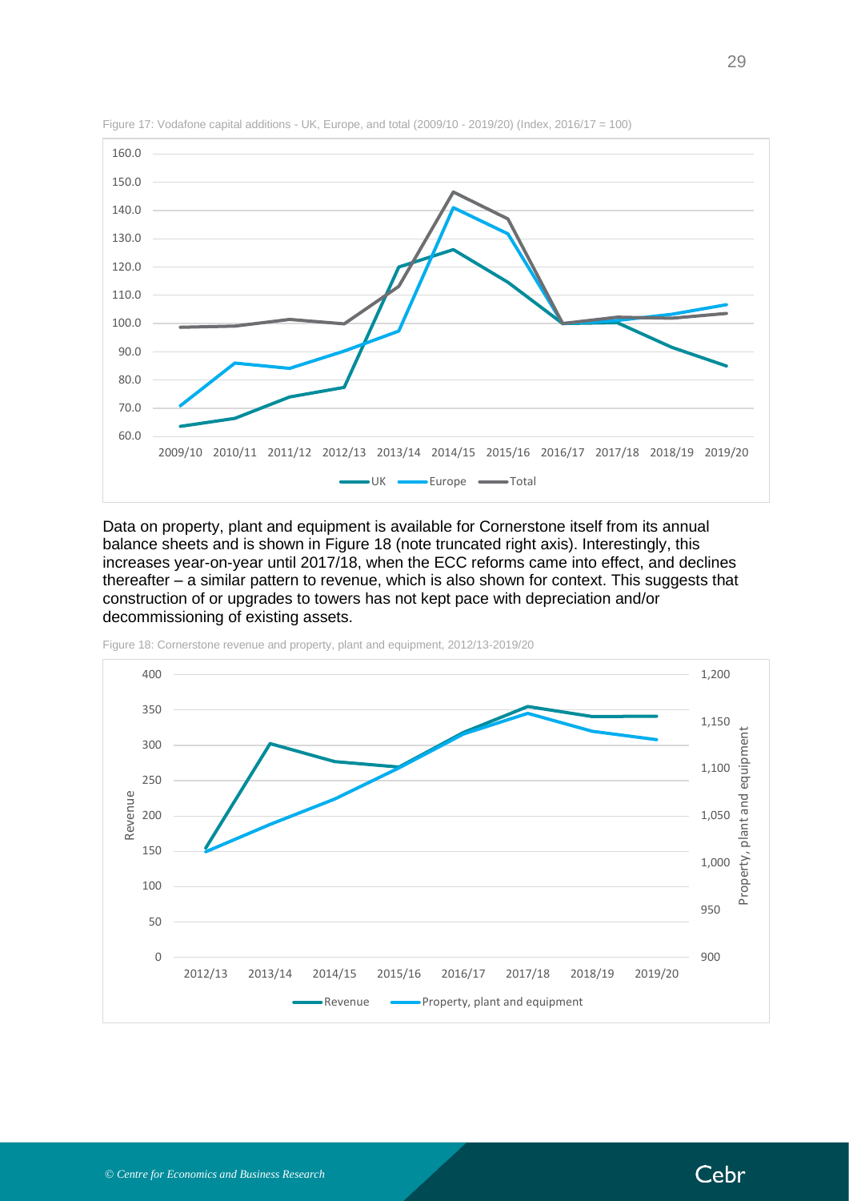Figure 17: Vodafone capital additions - UK, Europe, and total (2009/10 - 2019/20) (Index, 2016/17 = 100)

Data on property, plant and equipment is available for Cornerstone itself from its annual balance sheets and is shown in Figure 18 (note truncated right axis). Interestingly, this increases year-on-year until 2017/18, when the ECC reforms came into effect, and declines thereafter – a similar pattern to revenue, which is also shown for context. This suggests that construction of or upgrades to towers has not kept pace with depreciation and/or decommissioning of existing assets.

Figure 18: Cornerstone revenue and property, plant and equipment, 2012/13-2019/20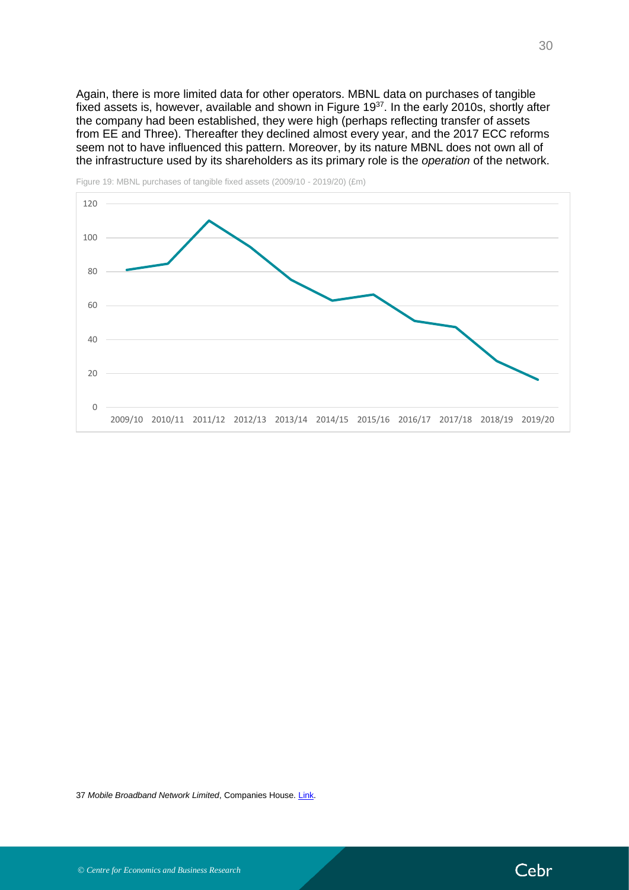Again, there is more limited data for other operators. MBNL data on purchases of tangible fixed assets is, however, available and shown in Figure 19[37]. In the early 2010s, shortly after the company had been established, they were high (perhaps reflecting transfer of assets from EE and Three). Thereafter they declined almost every year, and the 2017 ECC reforms seem not to have influenced this pattern. Moreover, by its nature MBNL does not own all of the infrastructure used by its shareholders as its primary role is the *operation* of the network.

Figure 19: MBNL purchases of tangible fixed assets (2009/10 - 2019/20) (£m)

37 *Mobile Broadband Network Limited*, Companies House. Link.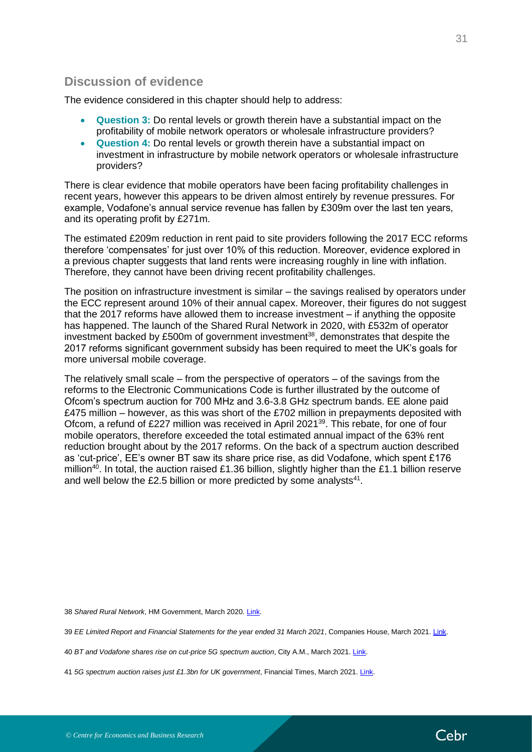## Discussion of evidence

The evidence considered in this chapter should help to address:

- **Question 3:** Do rental levels or growth therein have a substantial impact on the profitability of mobile network operators or wholesale infrastructure providers?
- **Question 4:** Do rental levels or growth therein have a substantial impact on investment in infrastructure by mobile network operators or wholesale infrastructure providers?

There is clear evidence that mobile operators have been facing profitability challenges in recent years, however this appears to be driven almost entirely by revenue pressures. For example, Vodafone's annual service revenue has fallen by £309m over the last ten years, and its operating profit by £271m.

The estimated £209m reduction in rent paid to site providers following the 2017 ECC reforms therefore 'compensates' for just over 10% of this reduction. Moreover, evidence explored in a previous chapter suggests that land rents were increasing roughly in line with inflation. Therefore, they cannot have been driving recent profitability challenges.

The position on infrastructure investment is similar – the savings realised by operators under the ECC represent around 10% of their annual capex. Moreover, their figures do not suggest that the 2017 reforms have allowed them to increase investment – if anything the opposite has happened. The launch of the Shared Rural Network in 2020, with £532m of operator investment backed by £500m of government investment[38], demonstrates that despite the 2017 reforms significant government subsidy has been required to meet the UK's goals for more universal mobile coverage.

The relatively small scale – from the perspective of operators – of the savings from the reforms to the Electronic Communications Code is further illustrated by the outcome of Ofcom's spectrum auction for 700 MHz and 3.6-3.8 GHz spectrum bands. EE alone paid £475 million – however, as this was short of the £702 million in prepayments deposited with Ofcom, a refund of £227 million was received in April 2021[39]. This rebate, for one of four mobile operators, therefore exceeded the total estimated annual impact of the 63% rent reduction brought about by the 2017 reforms. On the back of a spectrum auction described as 'cut-price', EE's owner BT saw its share price rise, as did Vodafone, which spent £176 million[40]. In total, the auction raised £1.36 billion, slightly higher than the £1.1 billion reserve and well below the £2.5 billion or more predicted by some analysts[41].

38 *Shared Rural Network*, HM Government, March 2020. Link.

39 *EE Limited Report and Financial Statements for the year ended 31 March 2021*, Companies House, March 2021. Link.

40 *BT and Vodafone shares rise on cut-price 5G spectrum auction*, City A.M., March 2021. Link.

41 *5G spectrum auction raises just £1.3bn for UK government*, Financial Times, March 2021. Link.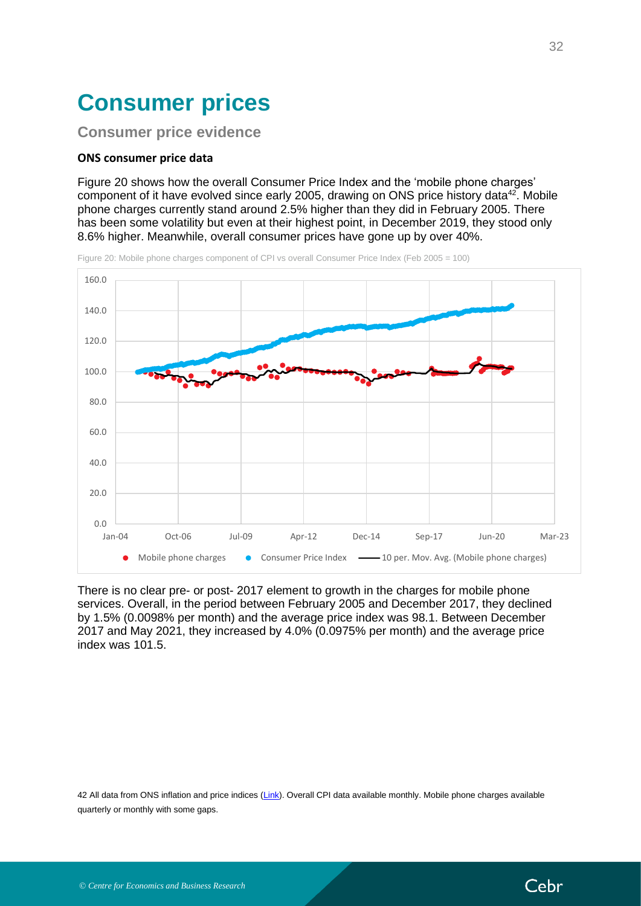# Consumer prices

## Consumer price evidence

### ONS consumer price data

Figure 20 shows how the overall Consumer Price Index and the 'mobile phone charges' component of it have evolved since early 2005, drawing on ONS price history data[42]. Mobile phone charges currently stand around 2.5% higher than they did in February 2005. There has been some volatility but even at their highest point, in December 2019, they stood only 8.6% higher. Meanwhile, overall consumer prices have gone up by over 40%.

Figure 20: Mobile phone charges component of CPI vs overall Consumer Price Index (Feb 2005 = 100)

There is no clear pre- or post- 2017 element to growth in the charges for mobile phone services. Overall, in the period between February 2005 and December 2017, they declined by 1.5% (0.0098% per month) and the average price index was 98.1. Between December 2017 and May 2021, they increased by 4.0% (0.0975% per month) and the average price index was 101.5.

42 All data from ONS inflation and price indices (Link). Overall CPI data available monthly. Mobile phone charges available quarterly or monthly with some gaps.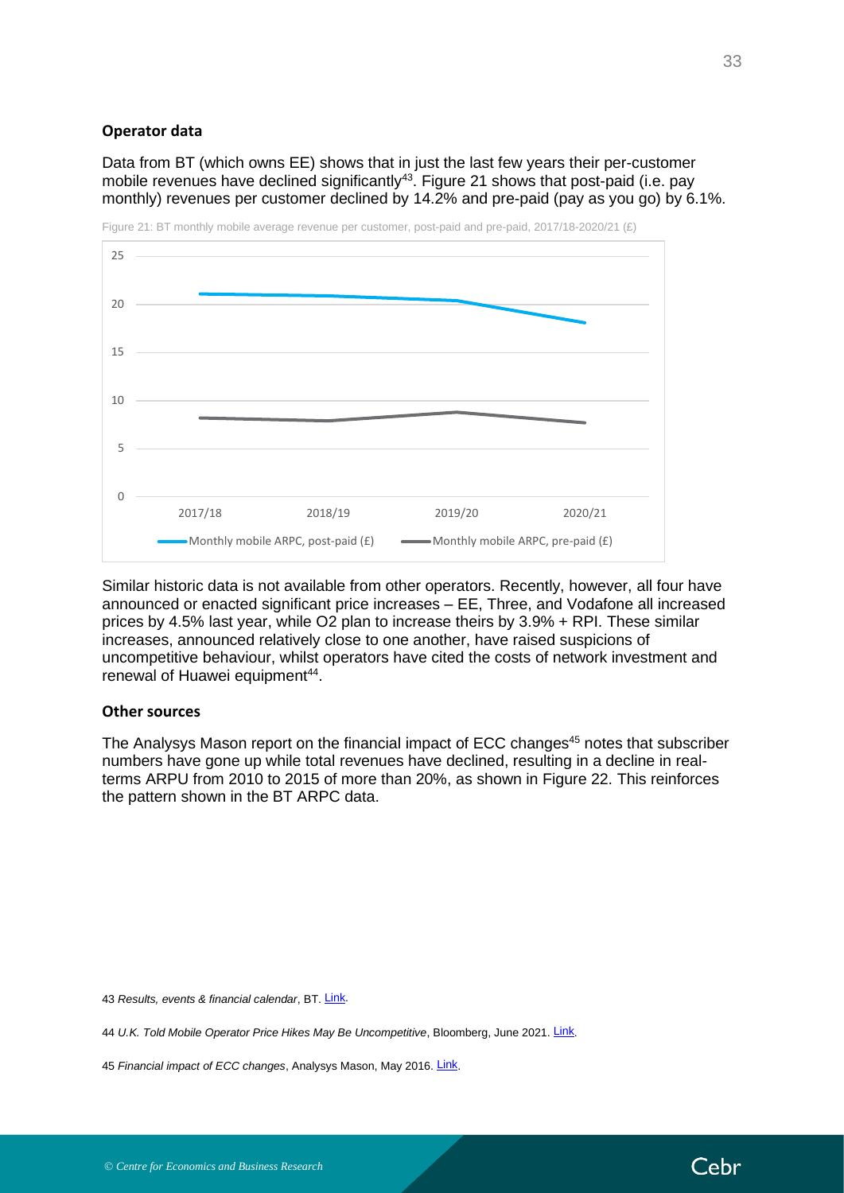**Operator data**

Data from BT (which owns EE) shows that in just the last few years their per-customer mobile revenues have declined significantly[43]. Figure 21 shows that post-paid (i.e. pay monthly) revenues per customer declined by 14.2% and pre-paid (pay as you go) by 6.1%.

Figure 21: BT monthly mobile average revenue per customer, post-paid and pre-paid, 2017/18-2020/21 (£)

Similar historic data is not available from other operators. Recently, however, all four have announced or enacted significant price increases – EE, Three, and Vodafone all increased prices by 4.5% last year, while O2 plan to increase theirs by 3.9% + RPI. These similar increases, announced relatively close to one another, have raised suspicions of uncompetitive behaviour, whilst operators have cited the costs of network investment and renewal of Huawei equipment[44].

**Other sources**

The Analysys Mason report on the financial impact of ECC changes[45] notes that subscriber numbers have gone up while total revenues have declined, resulting in a decline in real-terms ARPU from 2010 to 2015 of more than 20%, as shown in Figure 22. This reinforces the pattern shown in the BT ARPC data.

43 *Results, events & financial calendar*, BT. Link.

44 *U.K. Told Mobile Operator Price Hikes May Be Uncompetitive*, Bloomberg, June 2021. Link.

45 *Financial impact of ECC changes*, Analysys Mason, May 2016. Link.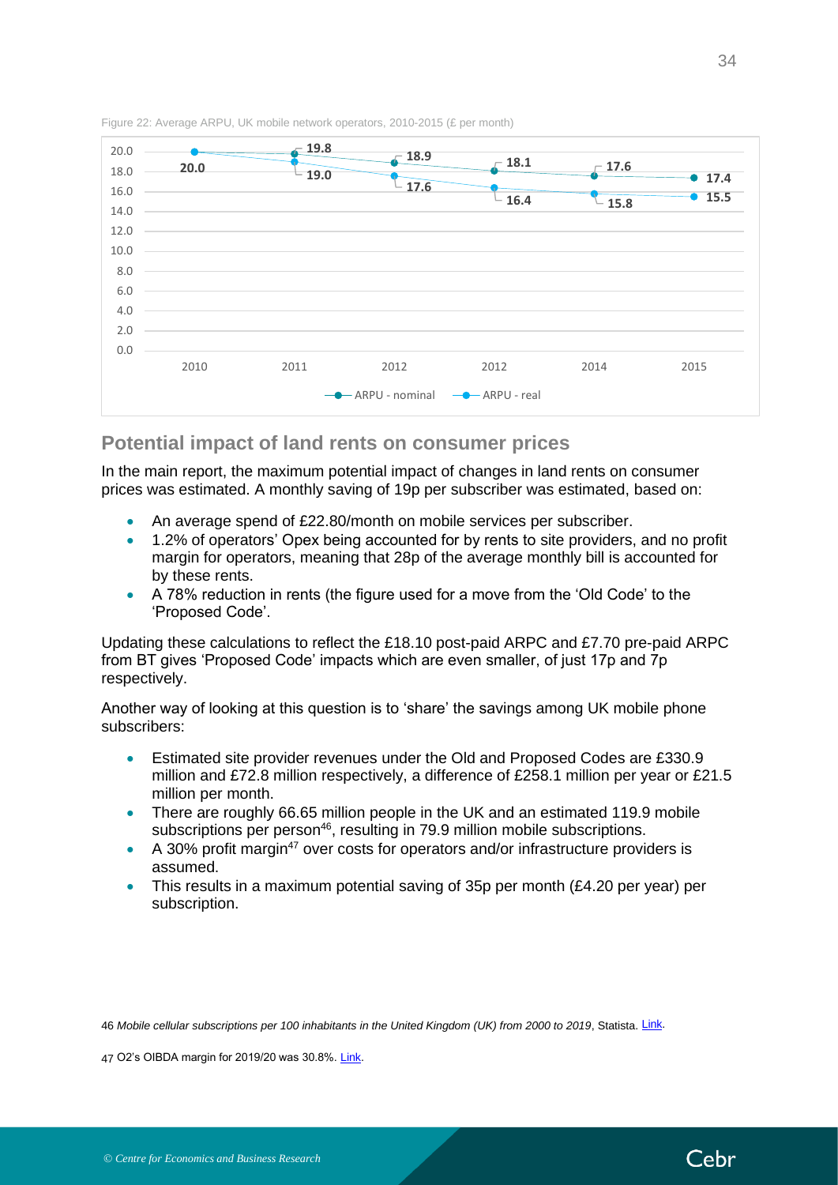Figure 22: Average ARPU, UK mobile network operators, 2010-2015 (£ per month)

| Year | ARPU - nominal | ARPU - real |
|---|---|---|
| 2010 | 20.0 | 20.0 |
| 2011 | 19.8 | 19.0 |
| 2012 | 18.9 | 17.6 |
| 2012 | 18.1 | 16.4 |
| 2014 | 17.6 | 15.8 |
| 2015 | 17.4 | 15.5 |

## Potential impact of land rents on consumer prices

In the main report, the maximum potential impact of changes in land rents on consumer prices was estimated. A monthly saving of 19p per subscriber was estimated, based on:

- An average spend of £22.80/month on mobile services per subscriber.
- 1.2% of operators' Opex being accounted for by rents to site providers, and no profit margin for operators, meaning that 28p of the average monthly bill is accounted for by these rents.
- A 78% reduction in rents (the figure used for a move from the 'Old Code' to the 'Proposed Code'.

Updating these calculations to reflect the £18.10 post-paid ARPC and £7.70 pre-paid ARPC from BT gives 'Proposed Code' impacts which are even smaller, of just 17p and 7p respectively.

Another way of looking at this question is to 'share' the savings among UK mobile phone subscribers:

- Estimated site provider revenues under the Old and Proposed Codes are £330.9 million and £72.8 million respectively, a difference of £258.1 million per year or £21.5 million per month.
- There are roughly 66.65 million people in the UK and an estimated 119.9 mobile subscriptions per person[46], resulting in 79.9 million mobile subscriptions.
- A 30% profit margin[47] over costs for operators and/or infrastructure providers is assumed.
- This results in a maximum potential saving of 35p per month (£4.20 per year) per subscription.

46 *Mobile cellular subscriptions per 100 inhabitants in the United Kingdom (UK) from 2000 to 2019*, Statista. Link.

47 O2's OIBDA margin for 2019/20 was 30.8%. Link.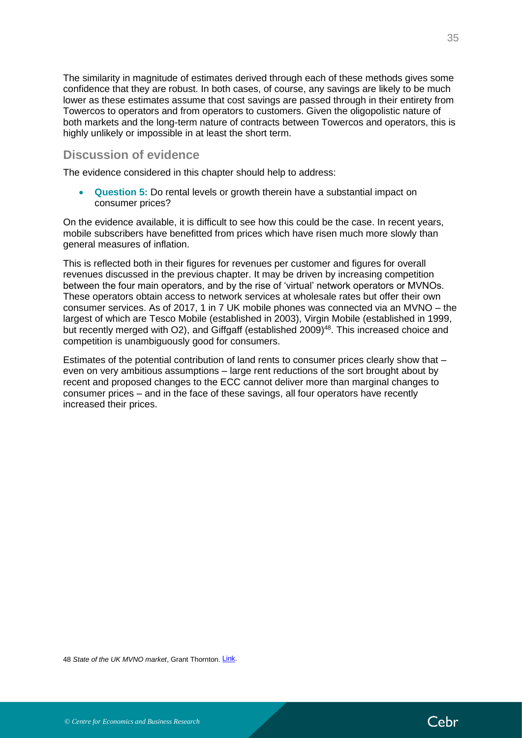The similarity in magnitude of estimates derived through each of these methods gives some confidence that they are robust. In both cases, of course, any savings are likely to be much lower as these estimates assume that cost savings are passed through in their entirety from Towercos to operators and from operators to customers. Given the oligopolistic nature of both markets and the long-term nature of contracts between Towercos and operators, this is highly unlikely or impossible in at least the short term.

## Discussion of evidence

The evidence considered in this chapter should help to address:

- **Question 5:** Do rental levels or growth therein have a substantial impact on consumer prices?

On the evidence available, it is difficult to see how this could be the case. In recent years, mobile subscribers have benefitted from prices which have risen much more slowly than general measures of inflation.

This is reflected both in their figures for revenues per customer and figures for overall revenues discussed in the previous chapter. It may be driven by increasing competition between the four main operators, and by the rise of 'virtual' network operators or MVNOs. These operators obtain access to network services at wholesale rates but offer their own consumer services. As of 2017, 1 in 7 UK mobile phones was connected via an MVNO – the largest of which are Tesco Mobile (established in 2003), Virgin Mobile (established in 1999, but recently merged with O2), and Giffgaff (established 2009)[48]. This increased choice and competition is unambiguously good for consumers.

Estimates of the potential contribution of land rents to consumer prices clearly show that – even on very ambitious assumptions – large rent reductions of the sort brought about by recent and proposed changes to the ECC cannot deliver more than marginal changes to consumer prices – and in the face of these savings, all four operators have recently increased their prices.

48 *State of the UK MVNO market*, Grant Thornton. Link.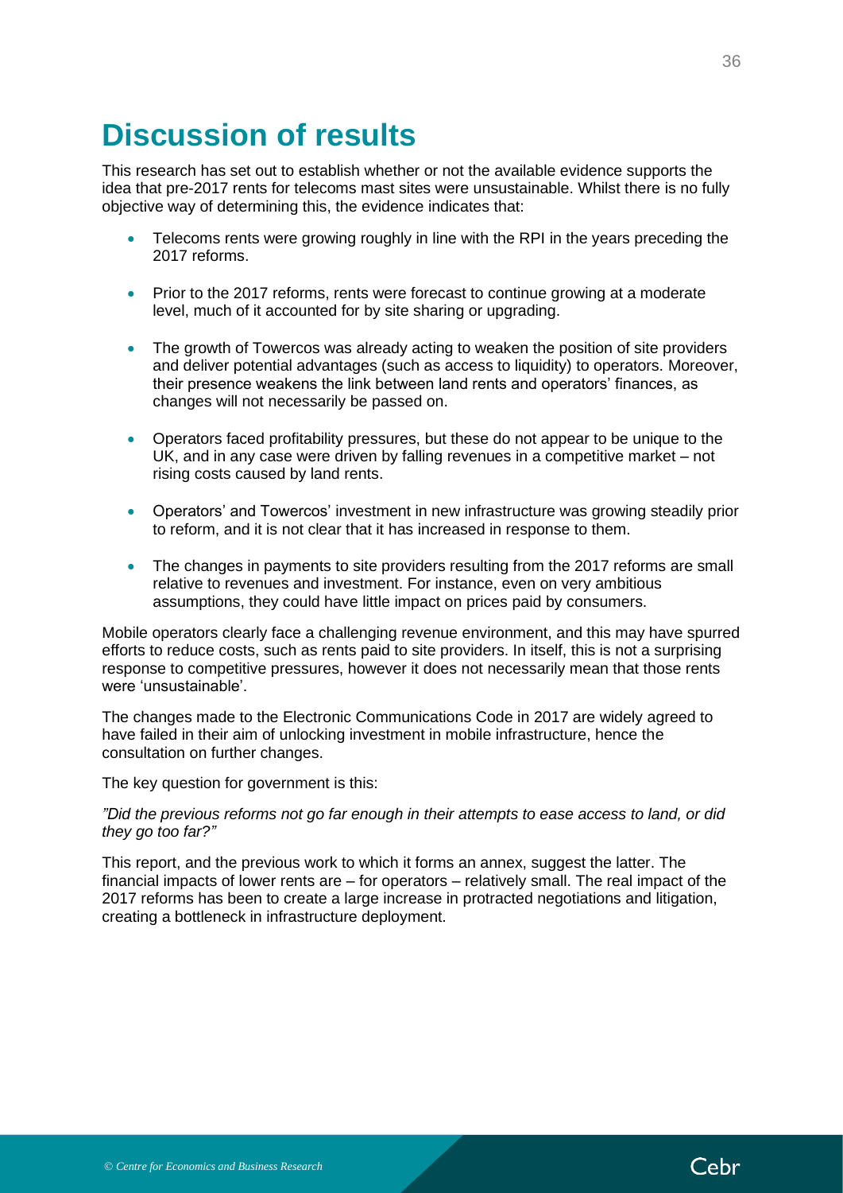# Discussion of results

This research has set out to establish whether or not the available evidence supports the idea that pre-2017 rents for telecoms mast sites were unsustainable. Whilst there is no fully objective way of determining this, the evidence indicates that:

- Telecoms rents were growing roughly in line with the RPI in the years preceding the 2017 reforms.
- Prior to the 2017 reforms, rents were forecast to continue growing at a moderate level, much of it accounted for by site sharing or upgrading.
- The growth of Towercos was already acting to weaken the position of site providers and deliver potential advantages (such as access to liquidity) to operators. Moreover, their presence weakens the link between land rents and operators' finances, as changes will not necessarily be passed on.
- Operators faced profitability pressures, but these do not appear to be unique to the UK, and in any case were driven by falling revenues in a competitive market – not rising costs caused by land rents.
- Operators' and Towercos' investment in new infrastructure was growing steadily prior to reform, and it is not clear that it has increased in response to them.
- The changes in payments to site providers resulting from the 2017 reforms are small relative to revenues and investment. For instance, even on very ambitious assumptions, they could have little impact on prices paid by consumers.

Mobile operators clearly face a challenging revenue environment, and this may have spurred efforts to reduce costs, such as rents paid to site providers. In itself, this is not a surprising response to competitive pressures, however it does not necessarily mean that those rents were 'unsustainable'.

The changes made to the Electronic Communications Code in 2017 are widely agreed to have failed in their aim of unlocking investment in mobile infrastructure, hence the consultation on further changes.

The key question for government is this:

*"Did the previous reforms not go far enough in their attempts to ease access to land, or did they go too far?"*

This report, and the previous work to which it forms an annex, suggest the latter. The financial impacts of lower rents are – for operators – relatively small. The real impact of the 2017 reforms has been to create a large increase in protracted negotiations and litigation, creating a bottleneck in infrastructure deployment.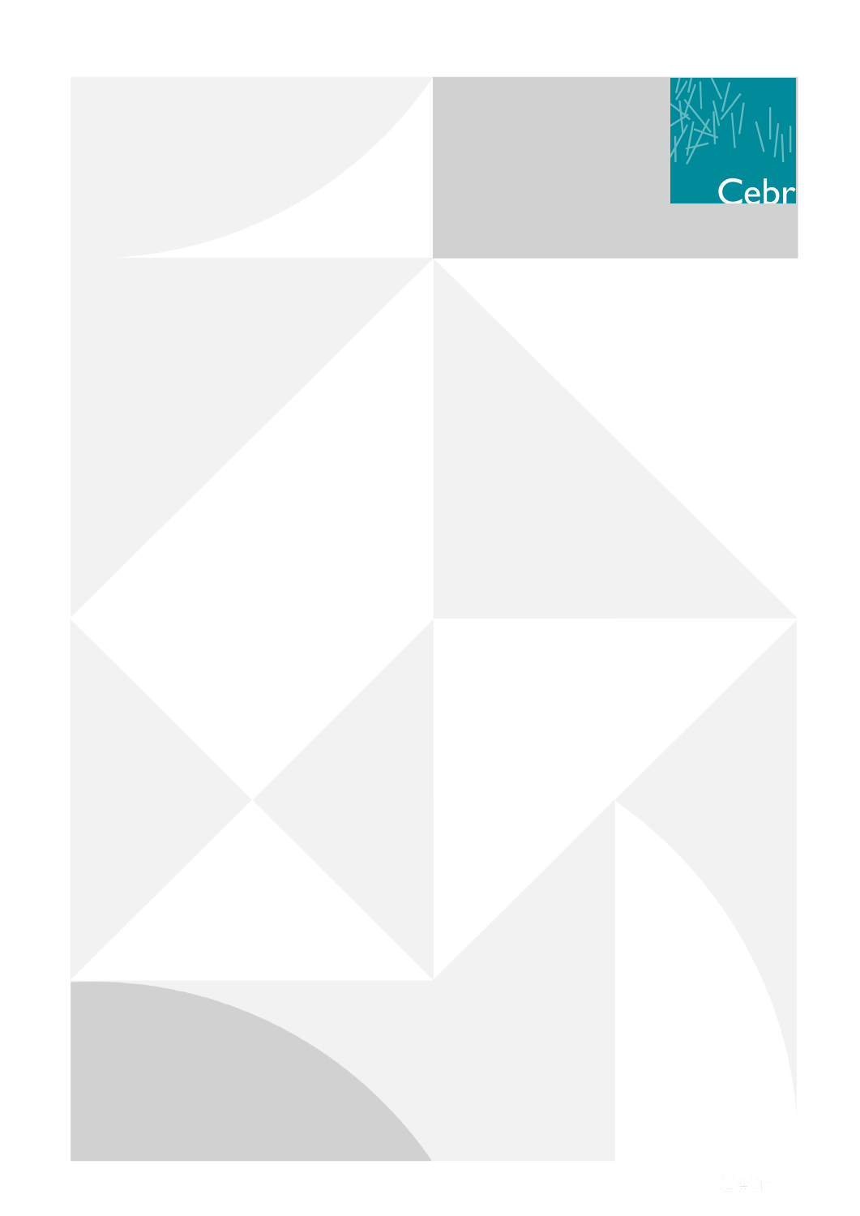Cebr